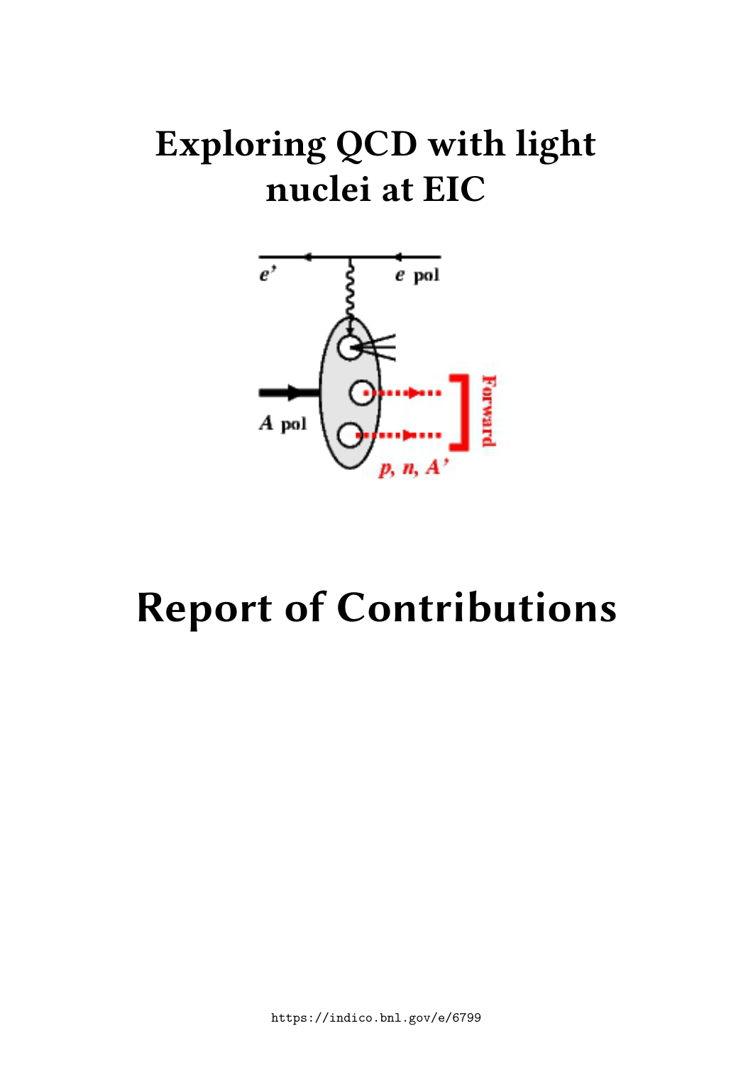# Exploring QCD with light nuclei at EIC

e'

e pol

A pol

p, n, A'

Forward

# Report of Contributions

https://indico.bnl.gov/e/6799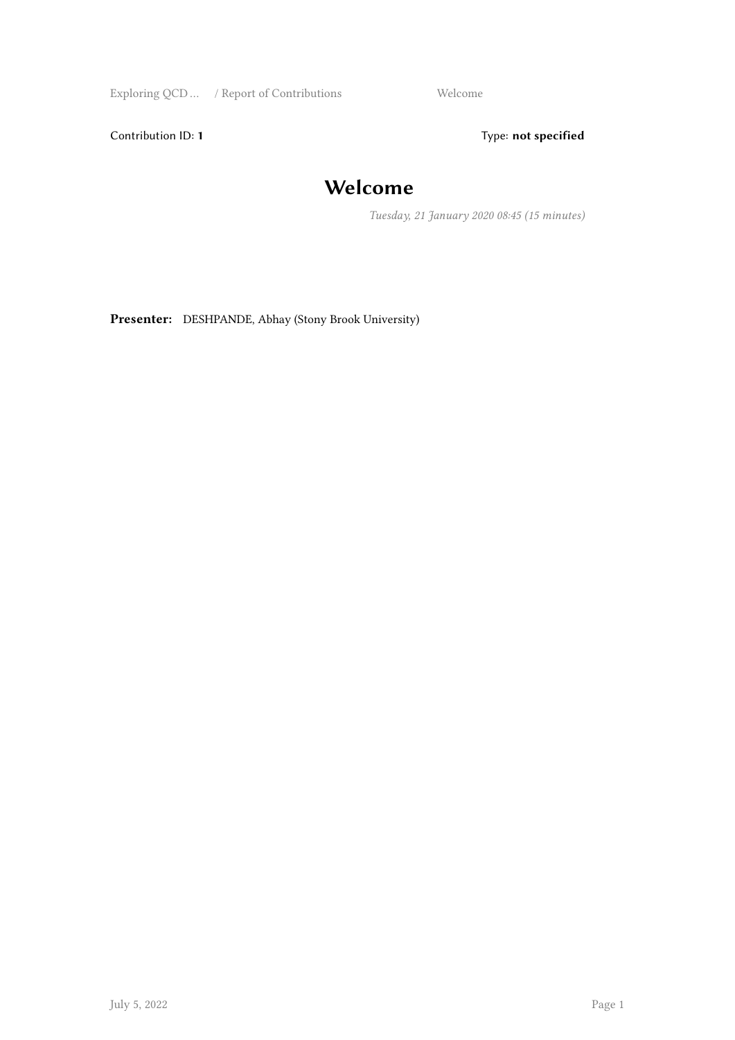Contribution ID: **1** Type: **not specified**

# Welcome

*Tuesday, 21 January 2020 08:45 (15 minutes)*

**Presenter:** DESHPANDE, Abhay (Stony Brook University)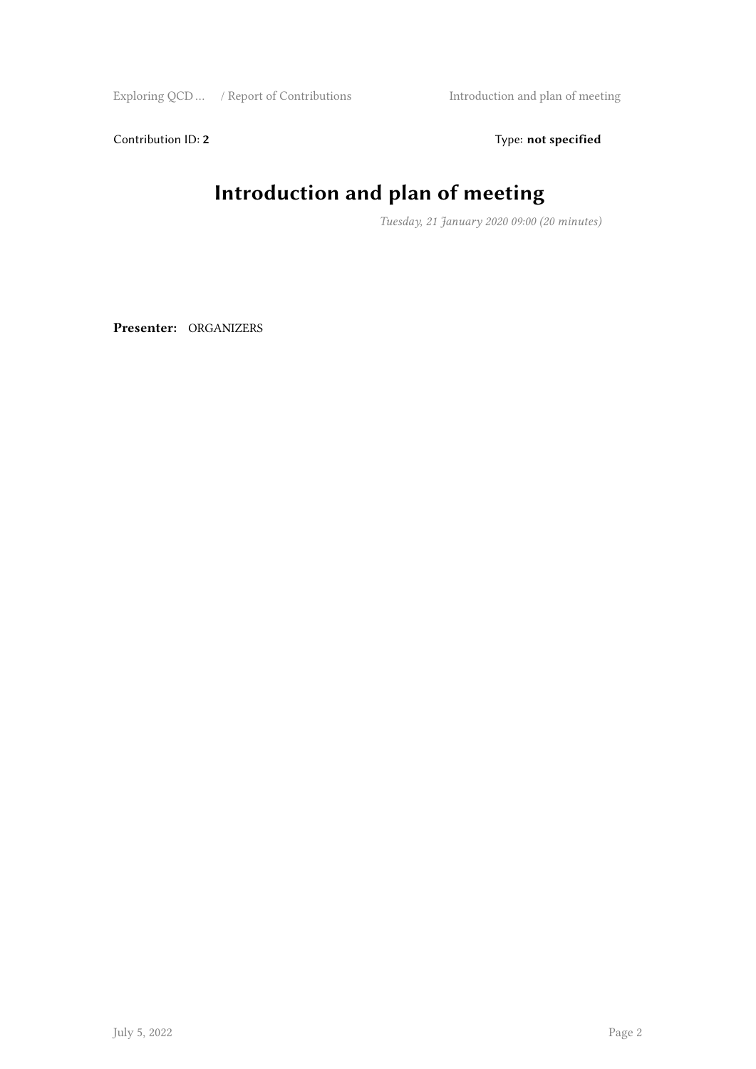Contribution ID: **2** Type: **not specified**

# Introduction and plan of meeting

*Tuesday, 21 January 2020 09:00 (20 minutes)*

**Presenter:** ORGANIZERS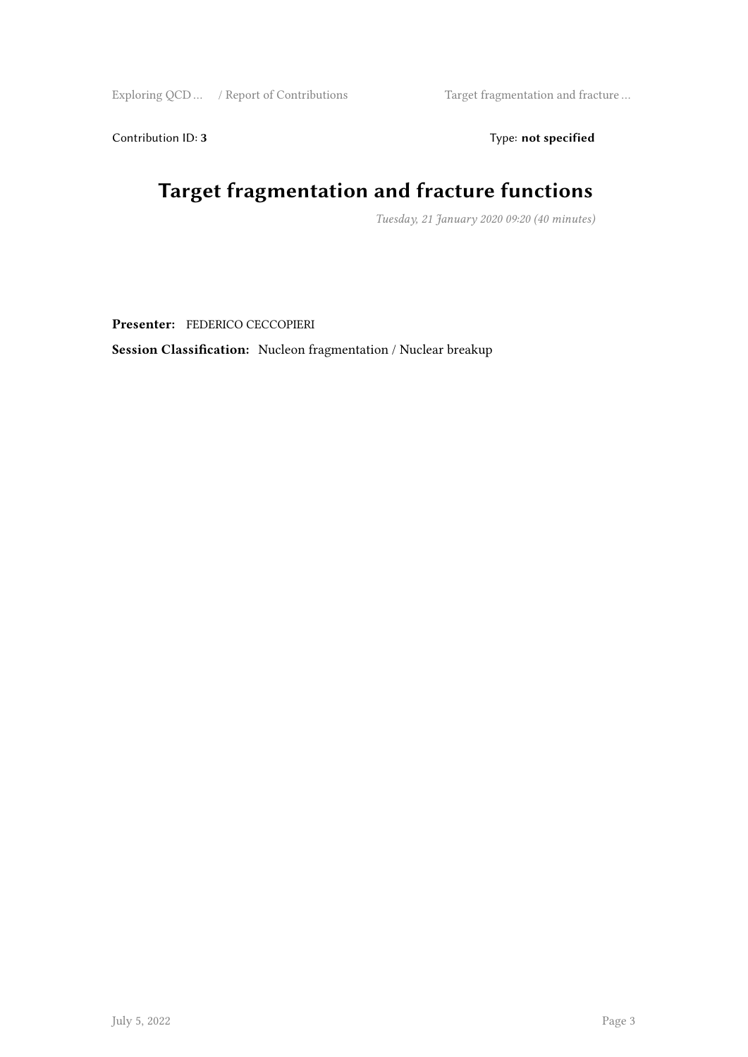Contribution ID: **3** Type: **not specified**

# Target fragmentation and fracture functions

*Tuesday, 21 January 2020 09:20 (40 minutes)*

**Presenter:** FEDERICO CECCOPIERI

**Session Classification:** Nucleon fragmentation / Nuclear breakup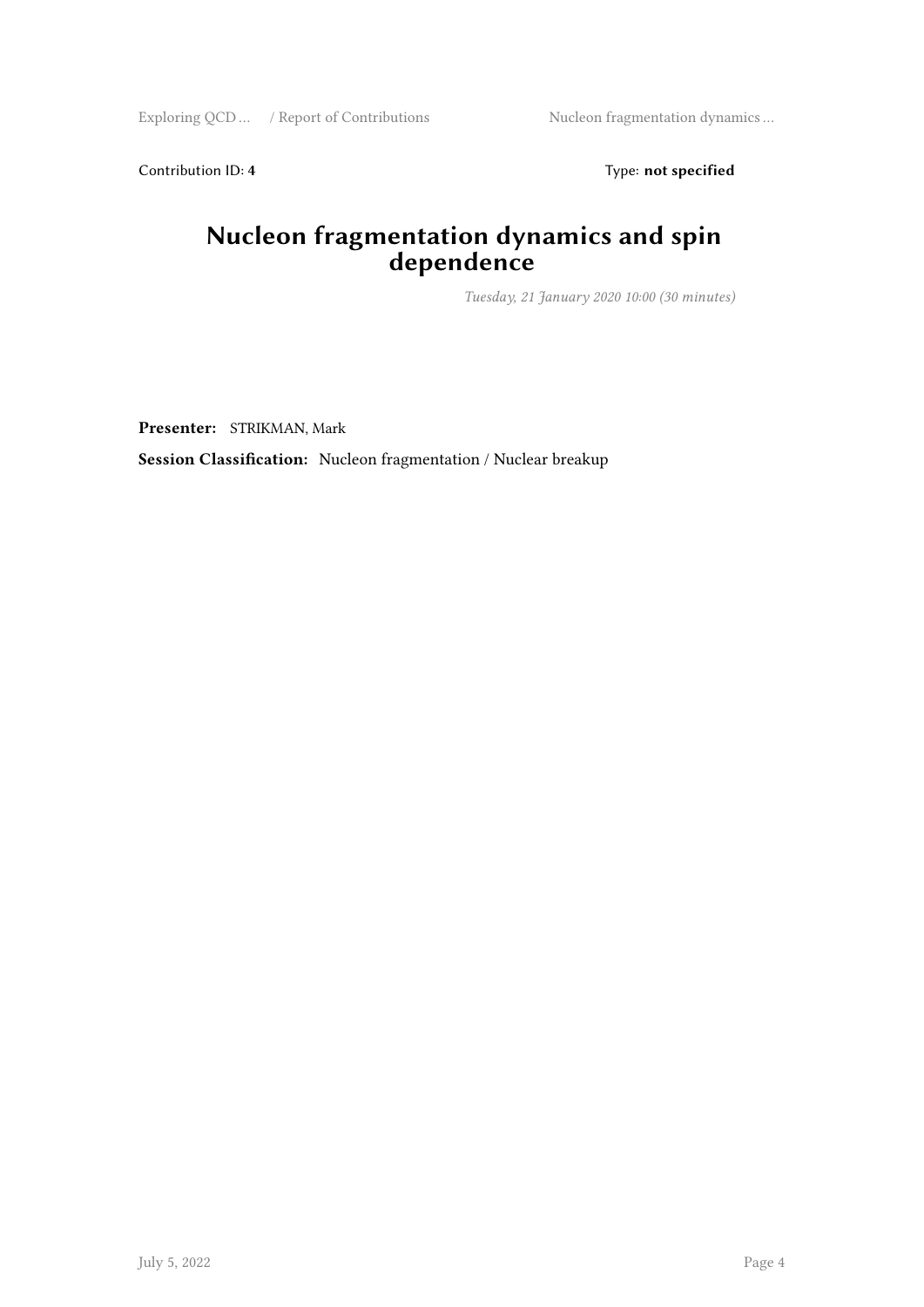Contribution ID: **4** Type: **not specified**

# Nucleon fragmentation dynamics and spin dependence

*Tuesday, 21 January 2020 10:00 (30 minutes)*

**Presenter:** STRIKMAN, Mark

**Session Classification:** Nucleon fragmentation / Nuclear breakup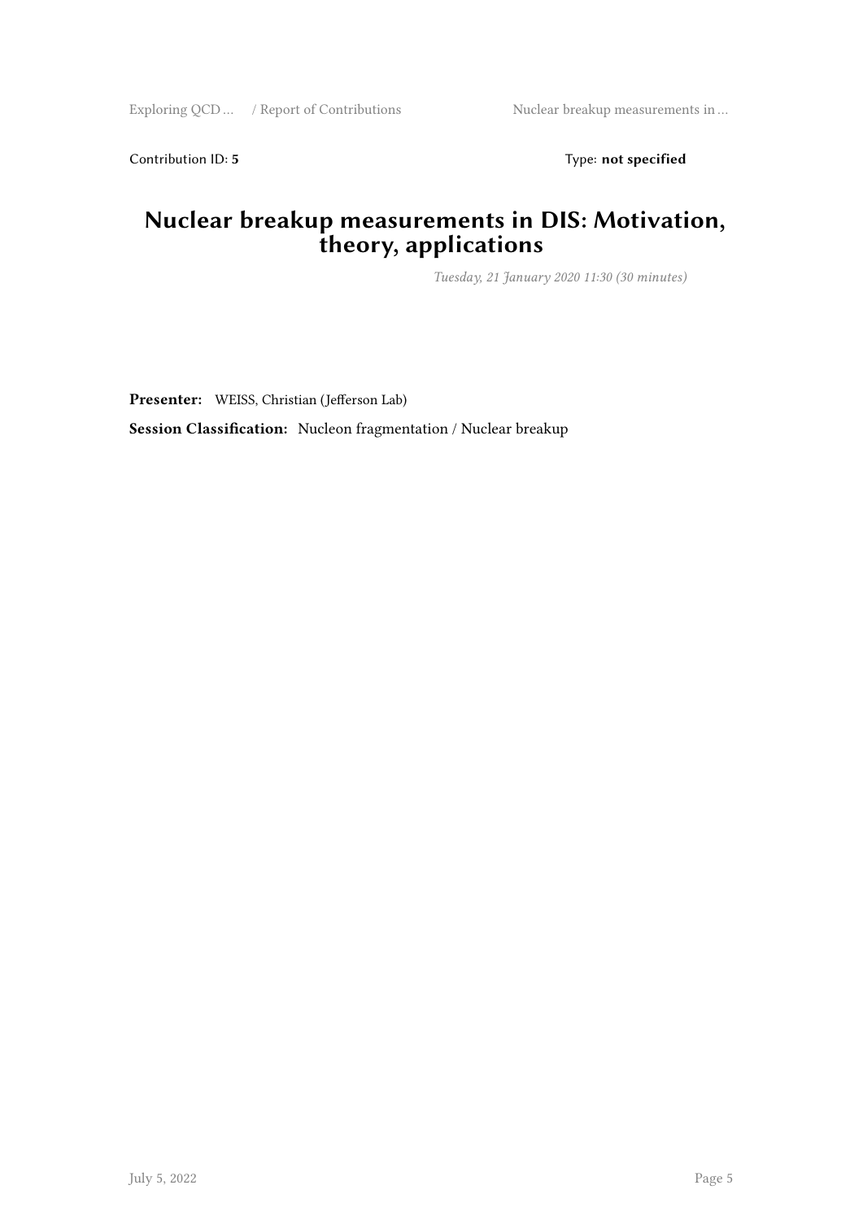Contribution ID: **5** Type: **not specified**

# Nuclear breakup measurements in DIS: Motivation, theory, applications

*Tuesday, 21 January 2020 11:30 (30 minutes)*

**Presenter:** WEISS, Christian (Jefferson Lab)

**Session Classification:** Nucleon fragmentation / Nuclear breakup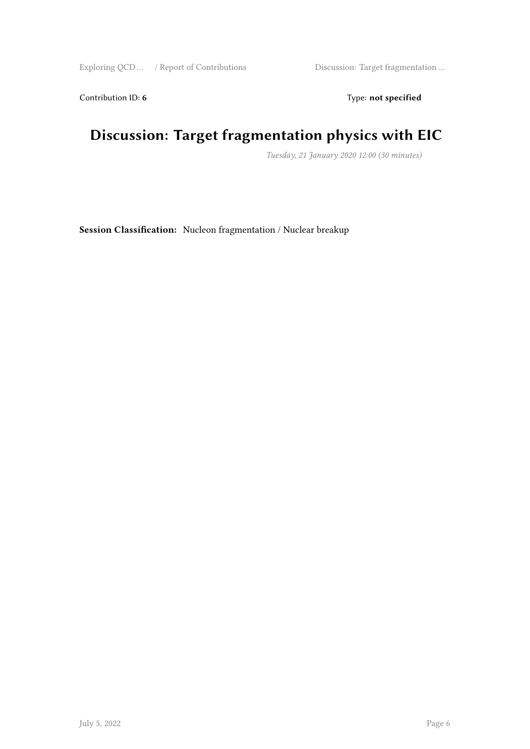Contribution ID: **6**

Type: **not specified**

# Discussion: Target fragmentation physics with EIC

*Tuesday, 21 January 2020 12:00 (30 minutes)*

**Session Classification:** Nucleon fragmentation / Nuclear breakup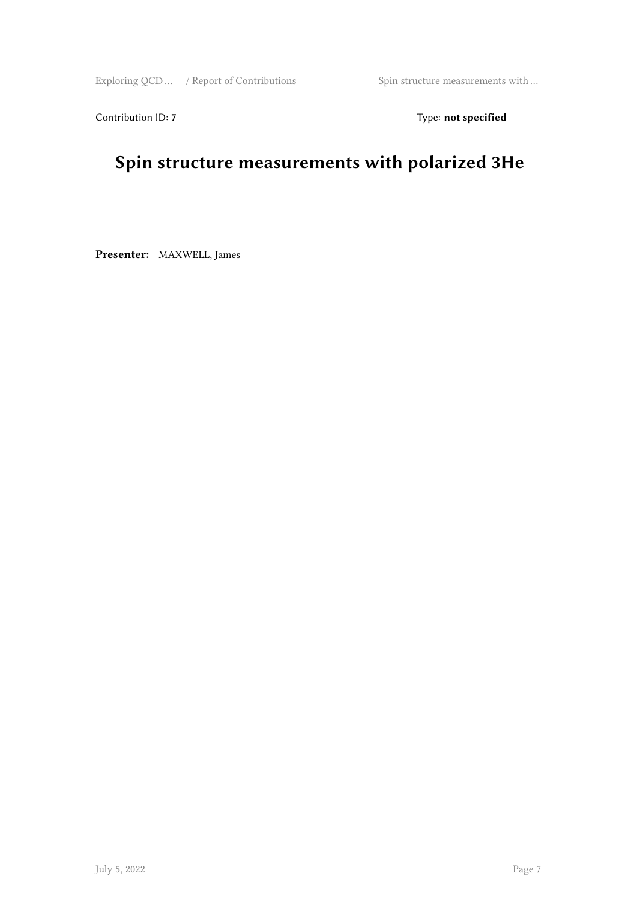Contribution ID: **7**

Type: **not specified**

# Spin structure measurements with polarized 3He

**Presenter:** MAXWELL, James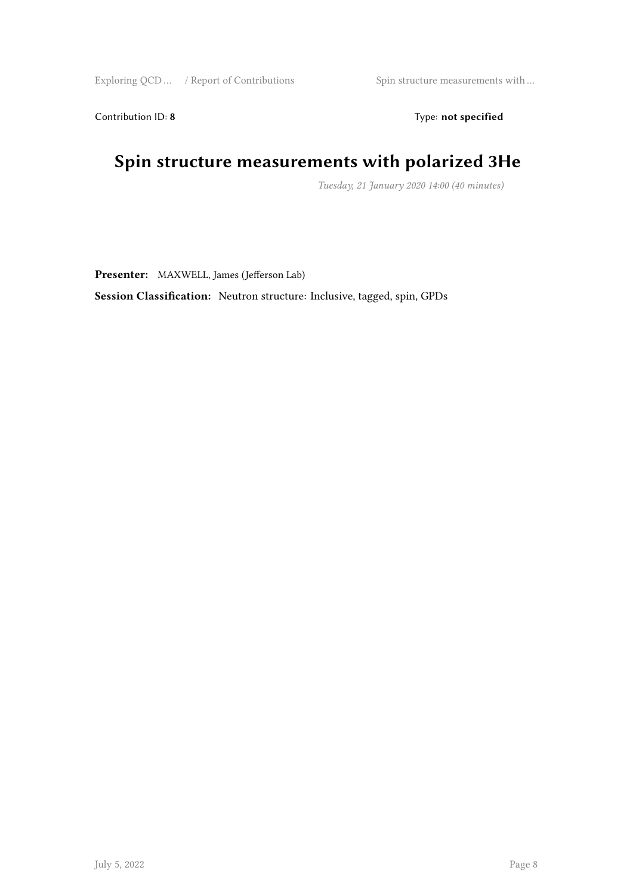Contribution ID: **8** Type: **not specified**

# Spin structure measurements with polarized 3He

*Tuesday, 21 January 2020 14:00 (40 minutes)*

**Presenter:** MAXWELL, James (Jefferson Lab)

**Session Classification:** Neutron structure: Inclusive, tagged, spin, GPDs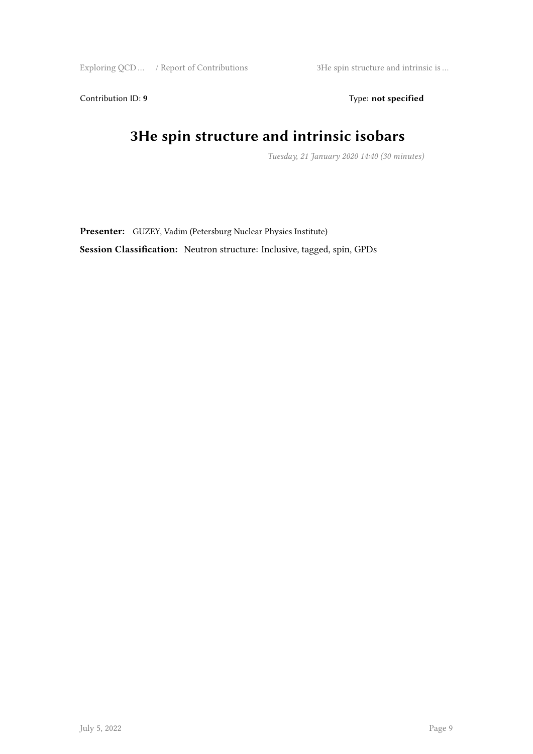Contribution ID: **9** Type: **not specified**

# 3He spin structure and intrinsic isobars

*Tuesday, 21 January 2020 14:40 (30 minutes)*

**Presenter:** GUZEY, Vadim (Petersburg Nuclear Physics Institute)

**Session Classification:** Neutron structure: Inclusive, tagged, spin, GPDs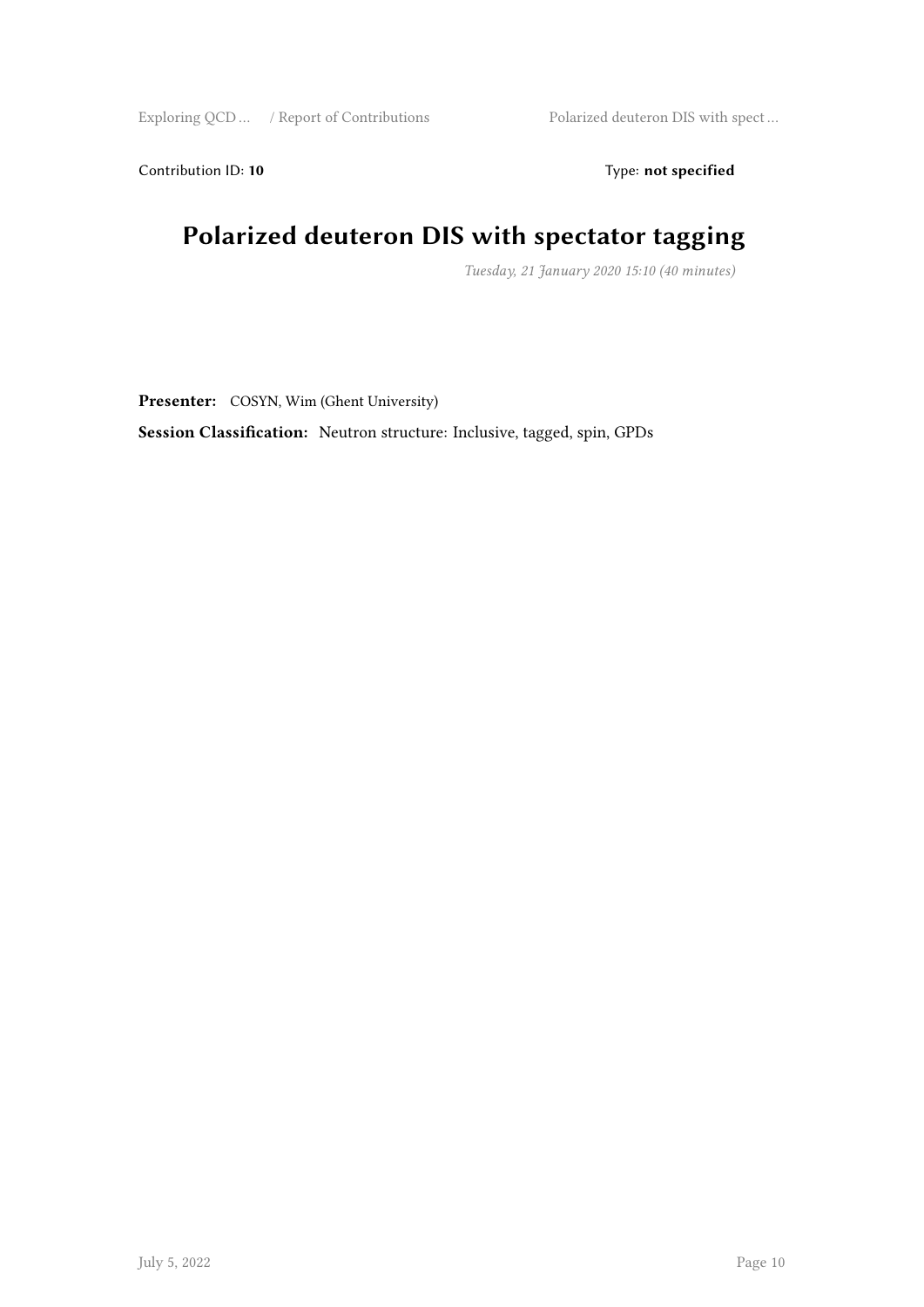Contribution ID: **10** Type: **not specified**

# Polarized deuteron DIS with spectator tagging

*Tuesday, 21 January 2020 15:10 (40 minutes)*

**Presenter:** COSYN, Wim (Ghent University)

**Session Classification:** Neutron structure: Inclusive, tagged, spin, GPDs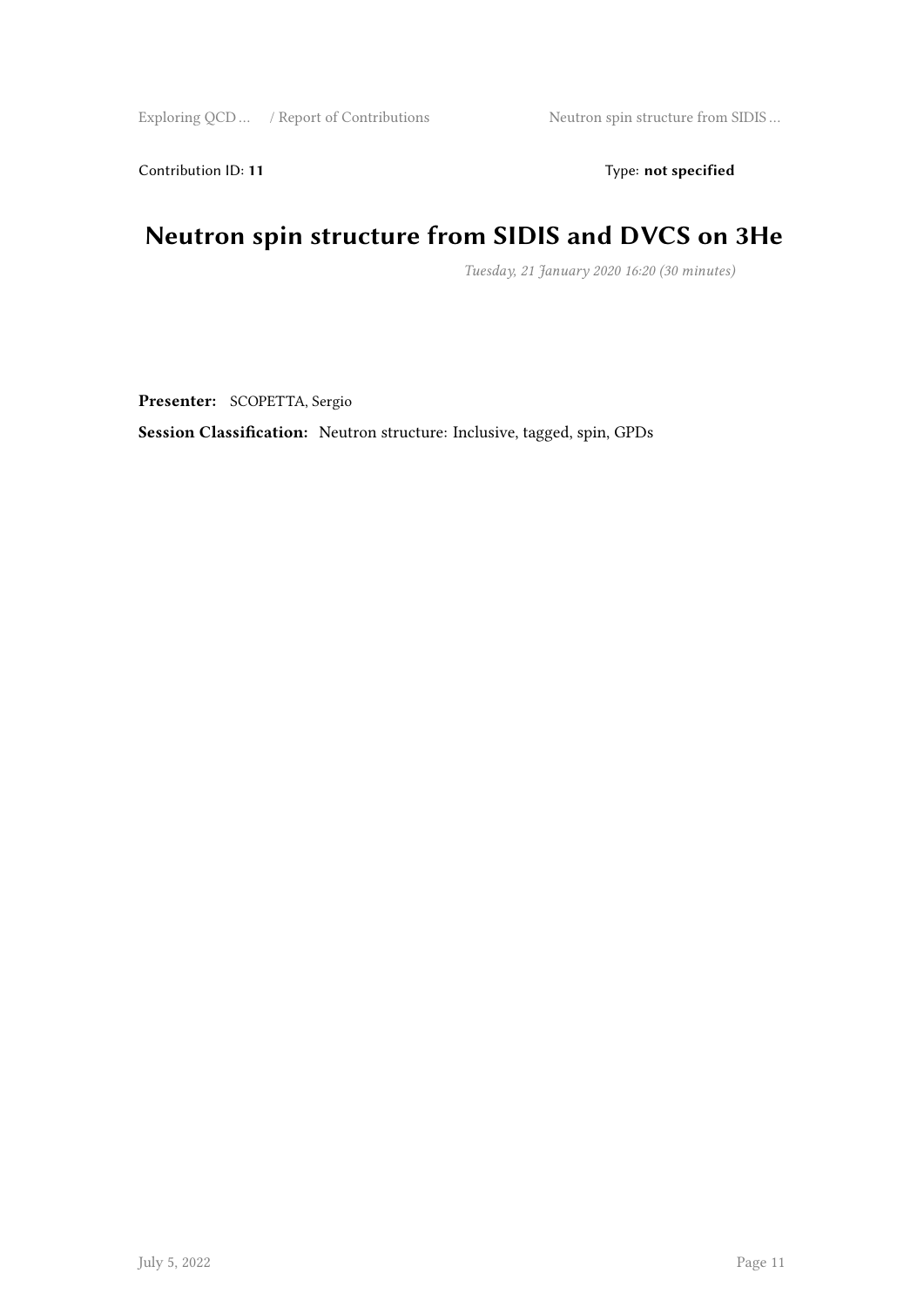Contribution ID: **11** Type: **not specified**

# Neutron spin structure from SIDIS and DVCS on 3He

*Tuesday, 21 January 2020 16:20 (30 minutes)*

**Presenter:** SCOPETTA, Sergio

**Session Classification:** Neutron structure: Inclusive, tagged, spin, GPDs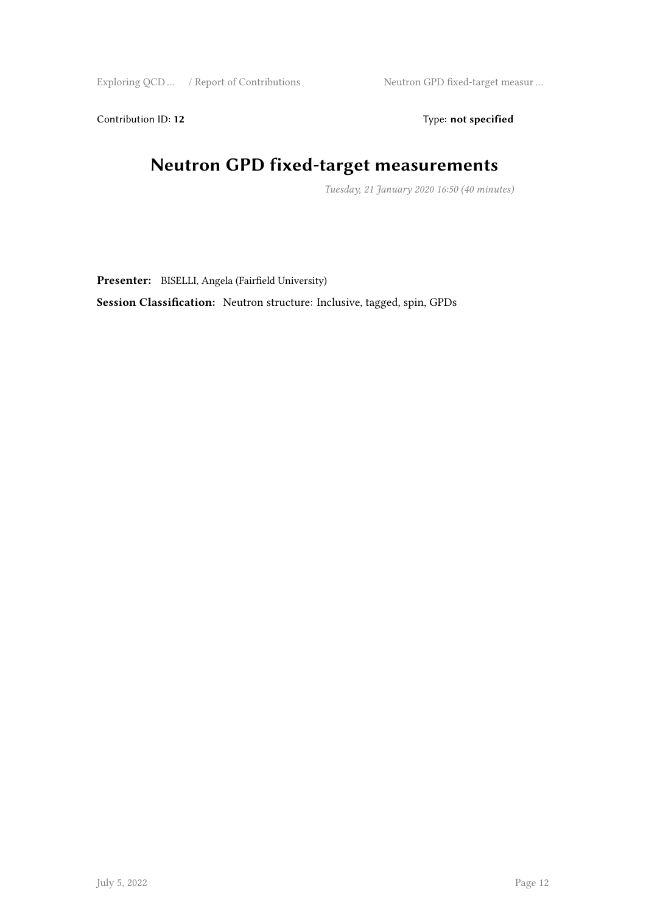Contribution ID: **12** Type: **not specified**

# Neutron GPD fixed-target measurements

*Tuesday, 21 January 2020 16:50 (40 minutes)*

**Presenter:** BISELLI, Angela (Fairfield University)

**Session Classification:** Neutron structure: Inclusive, tagged, spin, GPDs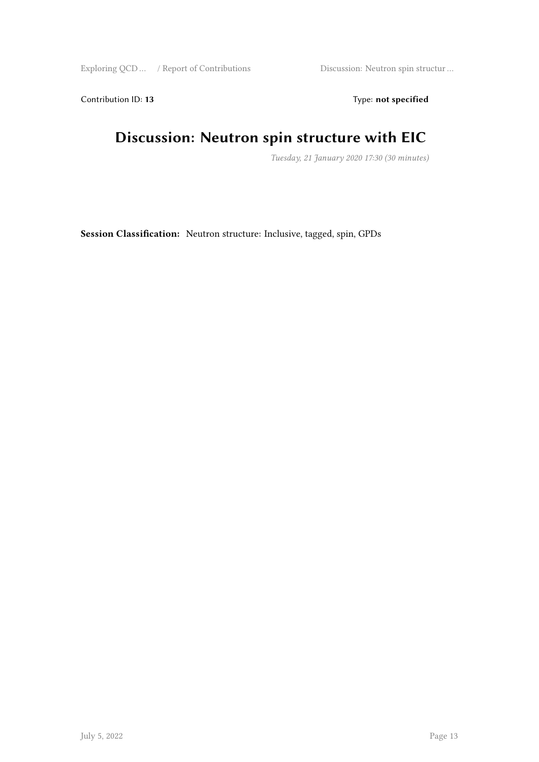Contribution ID: **13** Type: **not specified**

# Discussion: Neutron spin structure with EIC

*Tuesday, 21 January 2020 17:30 (30 minutes)*

**Session Classification:** Neutron structure: Inclusive, tagged, spin, GPDs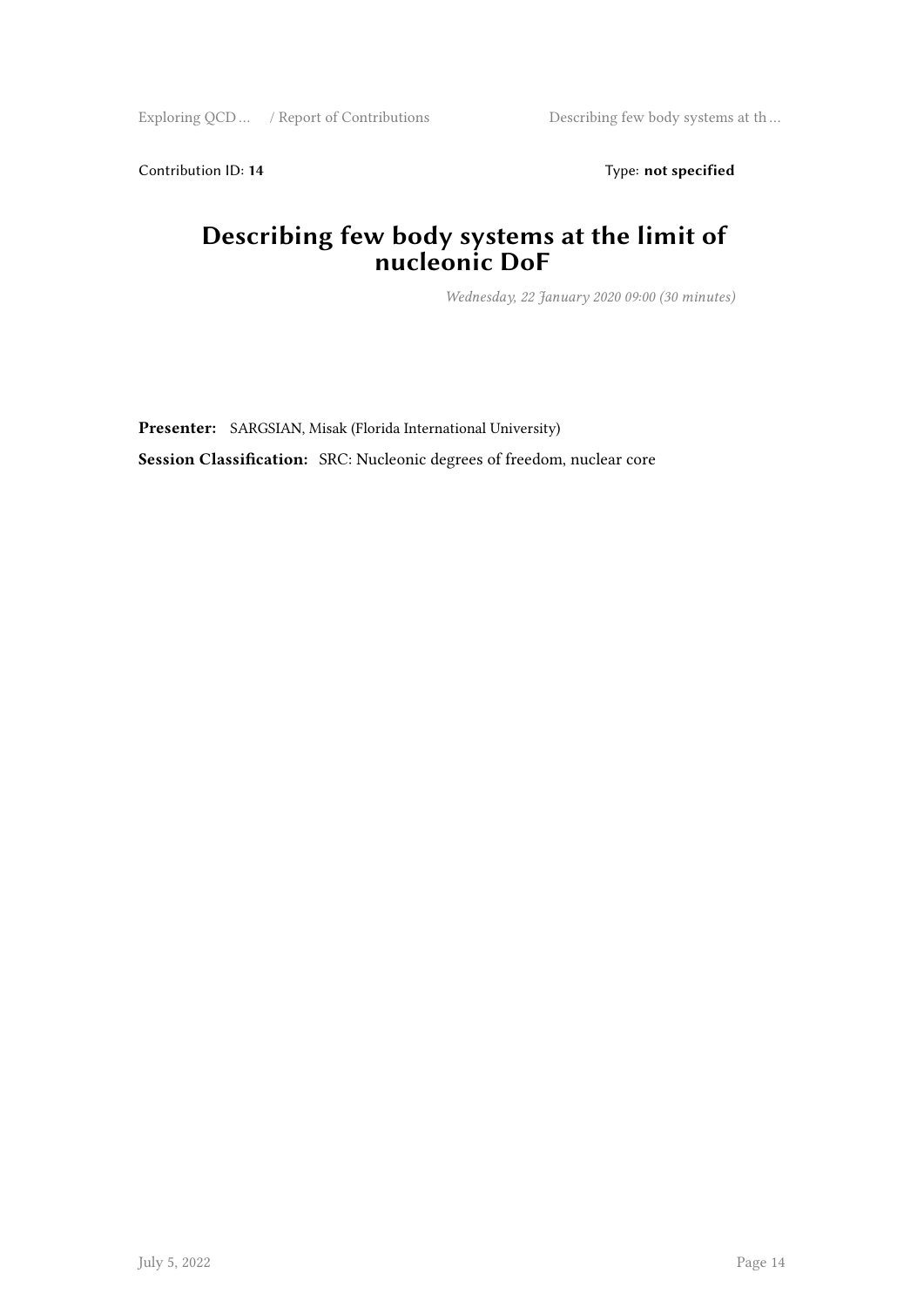Contribution ID: **14** Type: **not specified**

# Describing few body systems at the limit of nucleonic DoF

*Wednesday, 22 January 2020 09:00 (30 minutes)*

**Presenter:** SARGSIAN, Misak (Florida International University)

**Session Classification:** SRC: Nucleonic degrees of freedom, nuclear core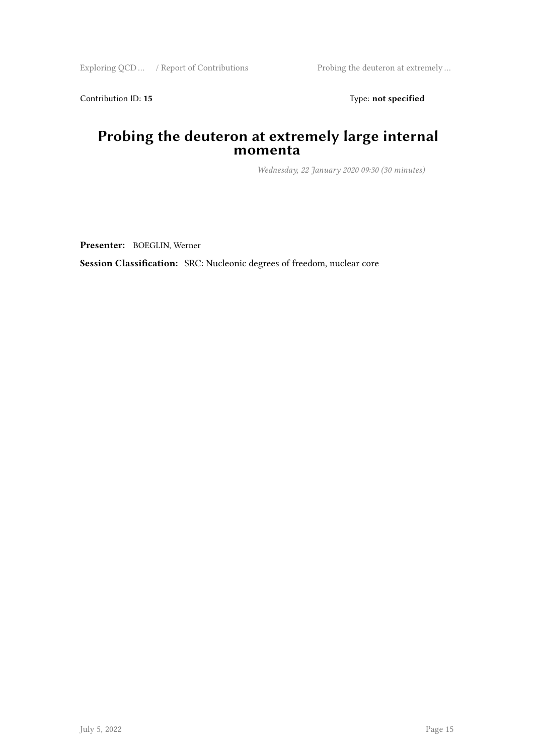Contribution ID: **15**

Type: **not specified**

# Probing the deuteron at extremely large internal momenta

*Wednesday, 22 January 2020 09:30 (30 minutes)*

**Presenter:** BOEGLIN, Werner

**Session Classification:** SRC: Nucleonic degrees of freedom, nuclear core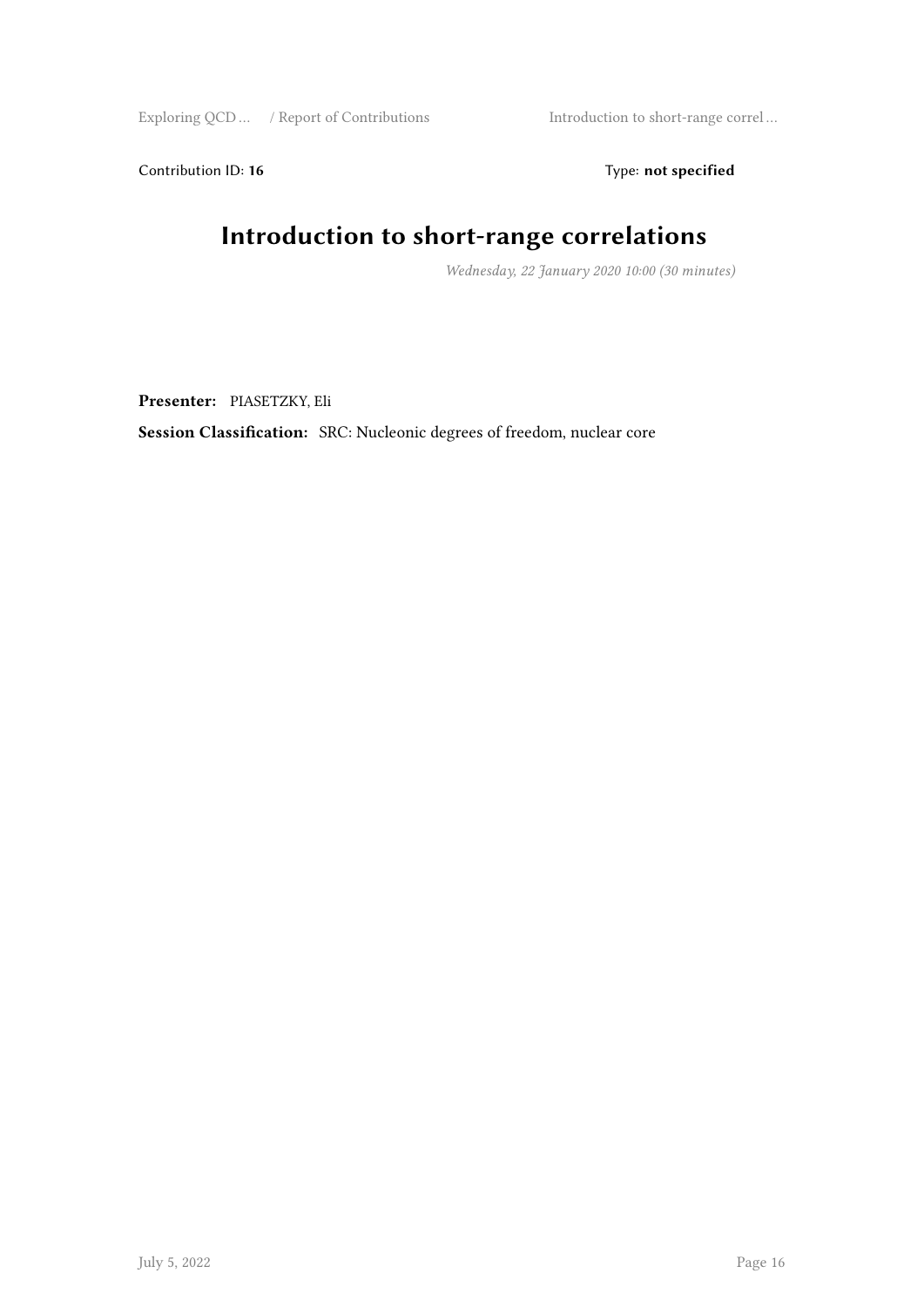Contribution ID: **16** Type: **not specified**

# Introduction to short-range correlations

*Wednesday, 22 January 2020 10:00 (30 minutes)*

**Presenter:** PIASETZKY, Eli

**Session Classification:** SRC: Nucleonic degrees of freedom, nuclear core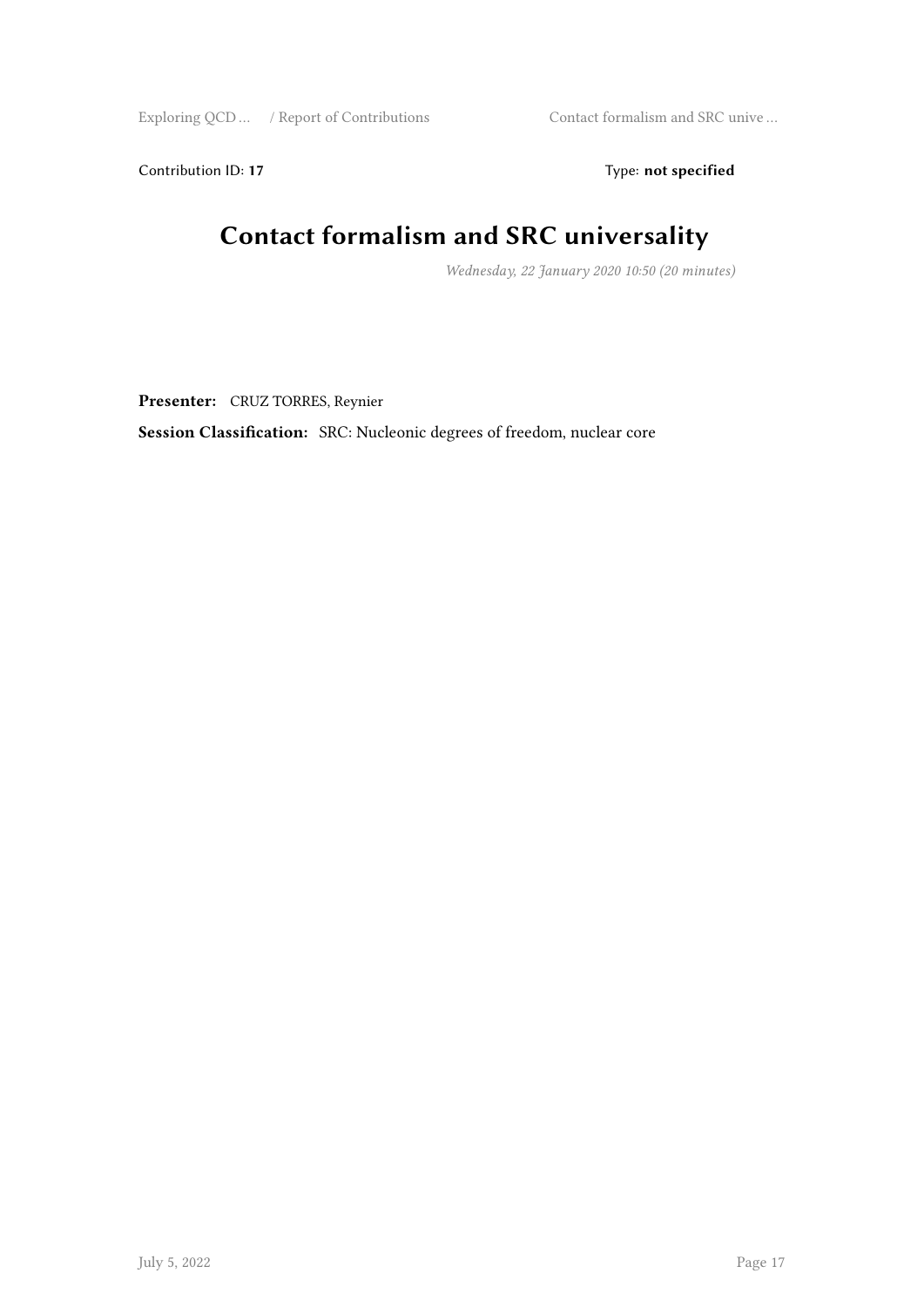Contribution ID: **17** Type: **not specified**

# Contact formalism and SRC universality

*Wednesday, 22 January 2020 10:50 (20 minutes)*

**Presenter:** CRUZ TORRES, Reynier

**Session Classification:** SRC: Nucleonic degrees of freedom, nuclear core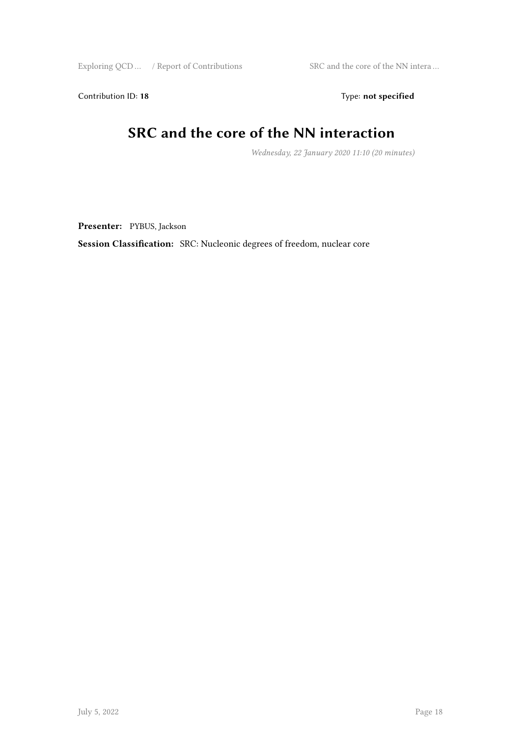Contribution ID: **18** Type: **not specified**

# SRC and the core of the NN interaction

*Wednesday, 22 January 2020 11:10 (20 minutes)*

**Presenter:** PYBUS, Jackson

**Session Classification:** SRC: Nucleonic degrees of freedom, nuclear core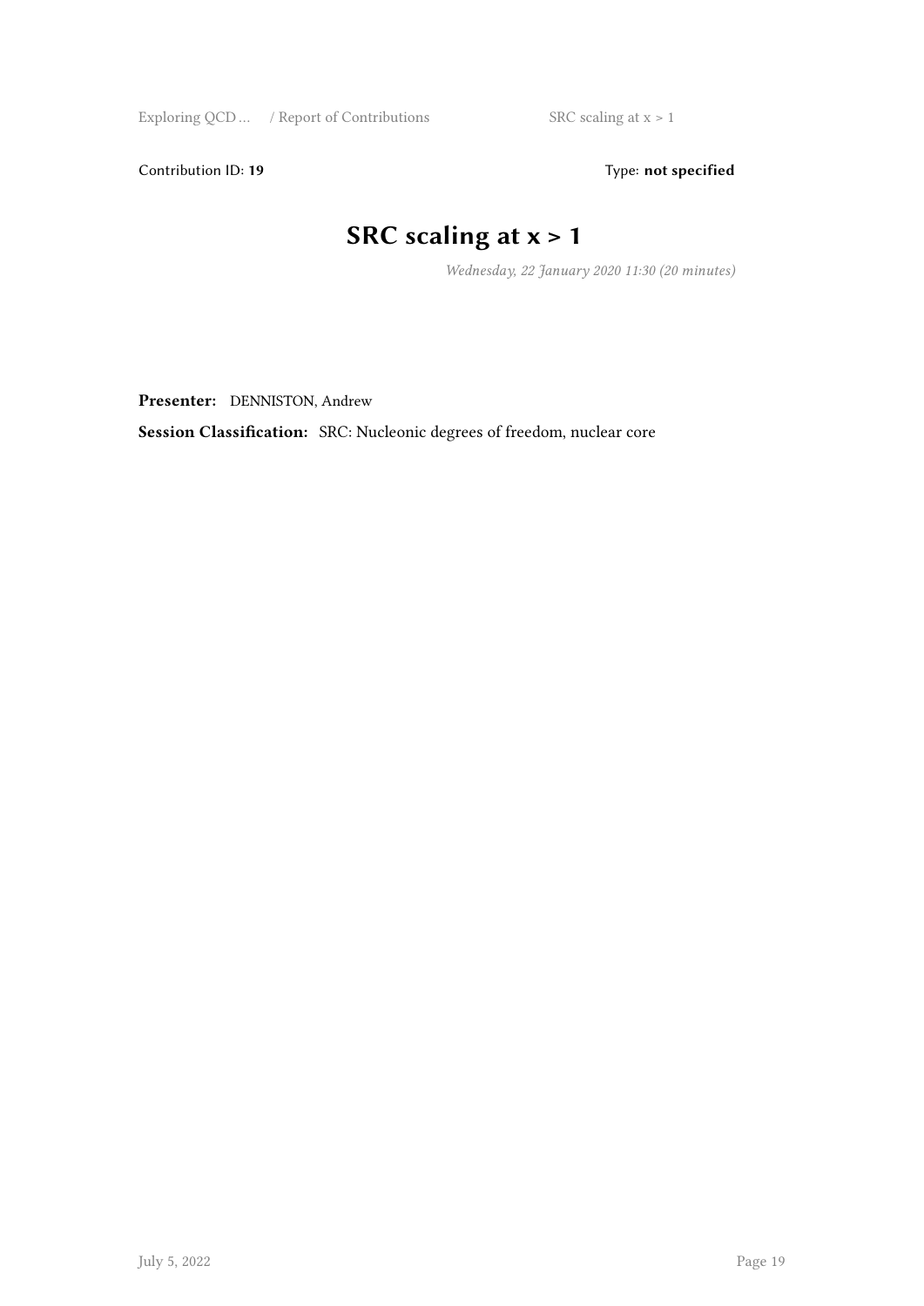Contribution ID: **19** Type: **not specified**

# SRC scaling at x > 1

*Wednesday, 22 January 2020 11:30 (20 minutes)*

**Presenter:** DENNISTON, Andrew

**Session Classification:** SRC: Nucleonic degrees of freedom, nuclear core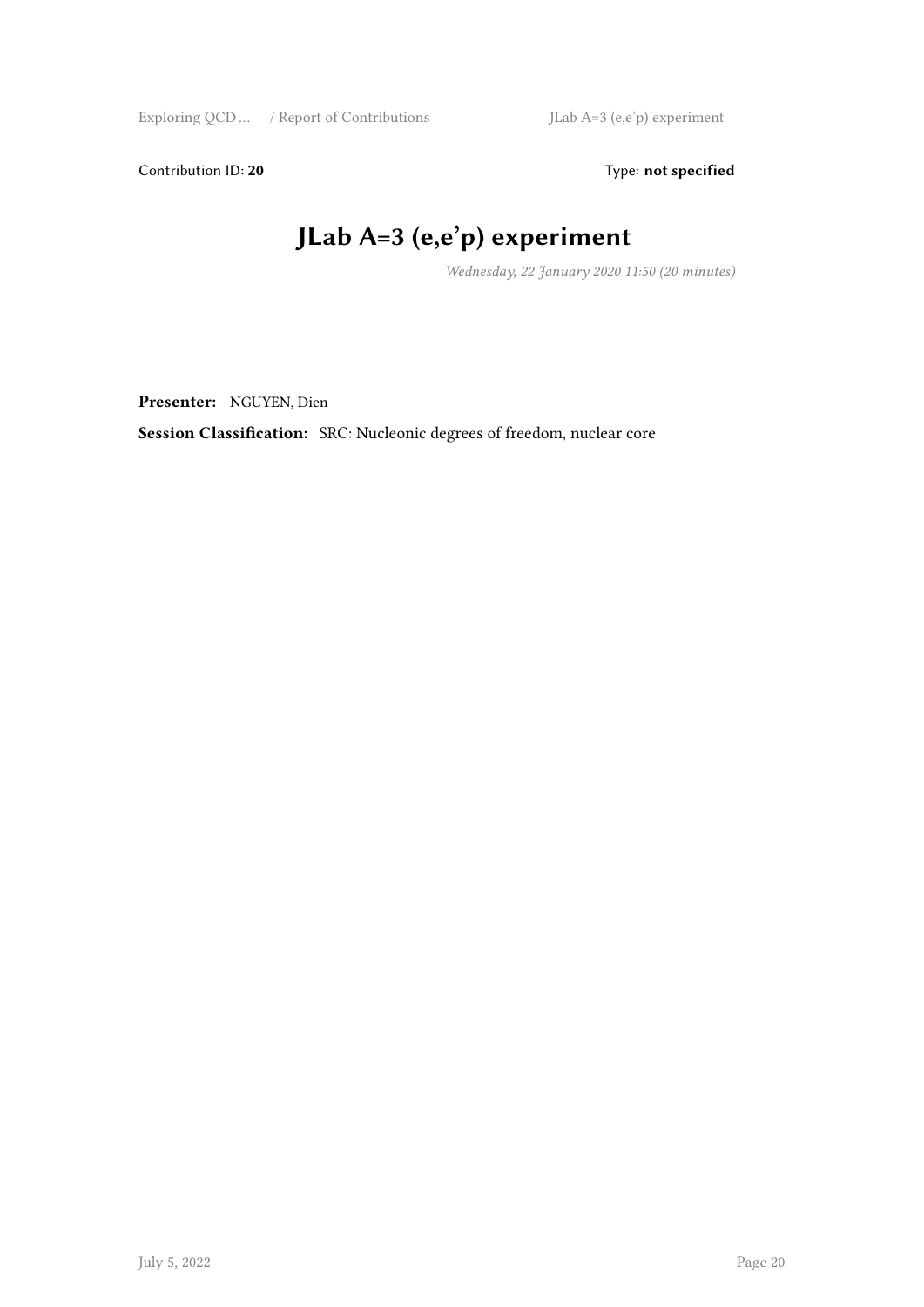Contribution ID: **20** Type: **not specified**

# JLab A=3 (e,e'p) experiment

*Wednesday, 22 January 2020 11:50 (20 minutes)*

**Presenter:** NGUYEN, Dien

**Session Classification:** SRC: Nucleonic degrees of freedom, nuclear core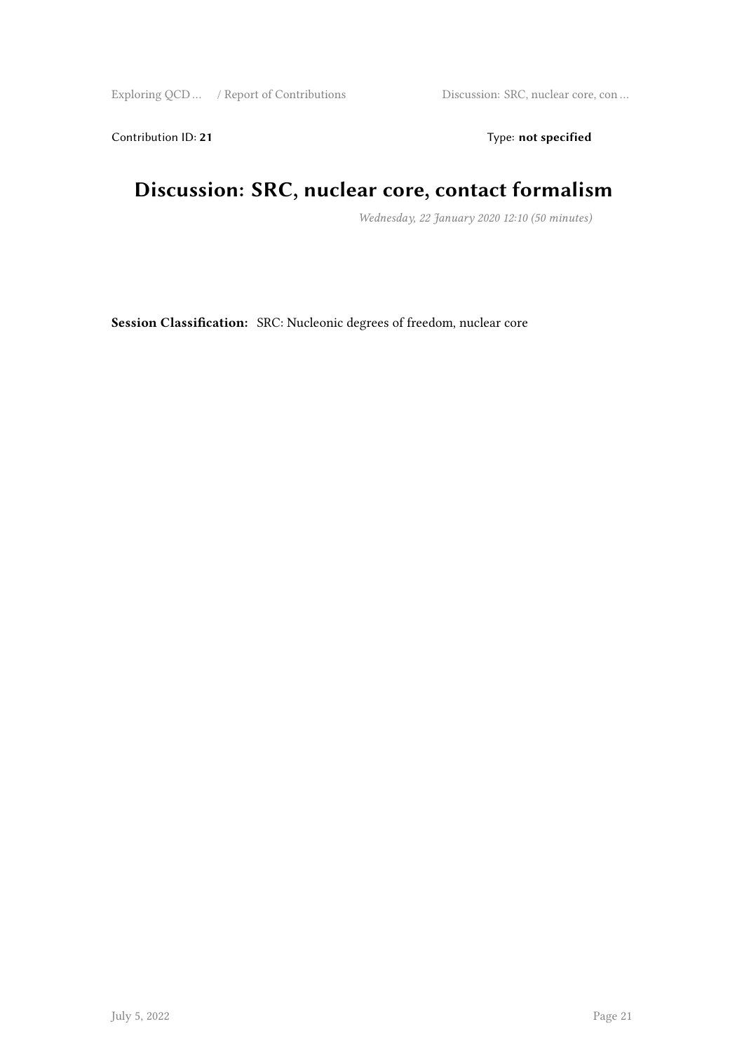Contribution ID: **21** Type: **not specified**

# Discussion: SRC, nuclear core, contact formalism

*Wednesday, 22 January 2020 12:10 (50 minutes)*

**Session Classification:** SRC: Nucleonic degrees of freedom, nuclear core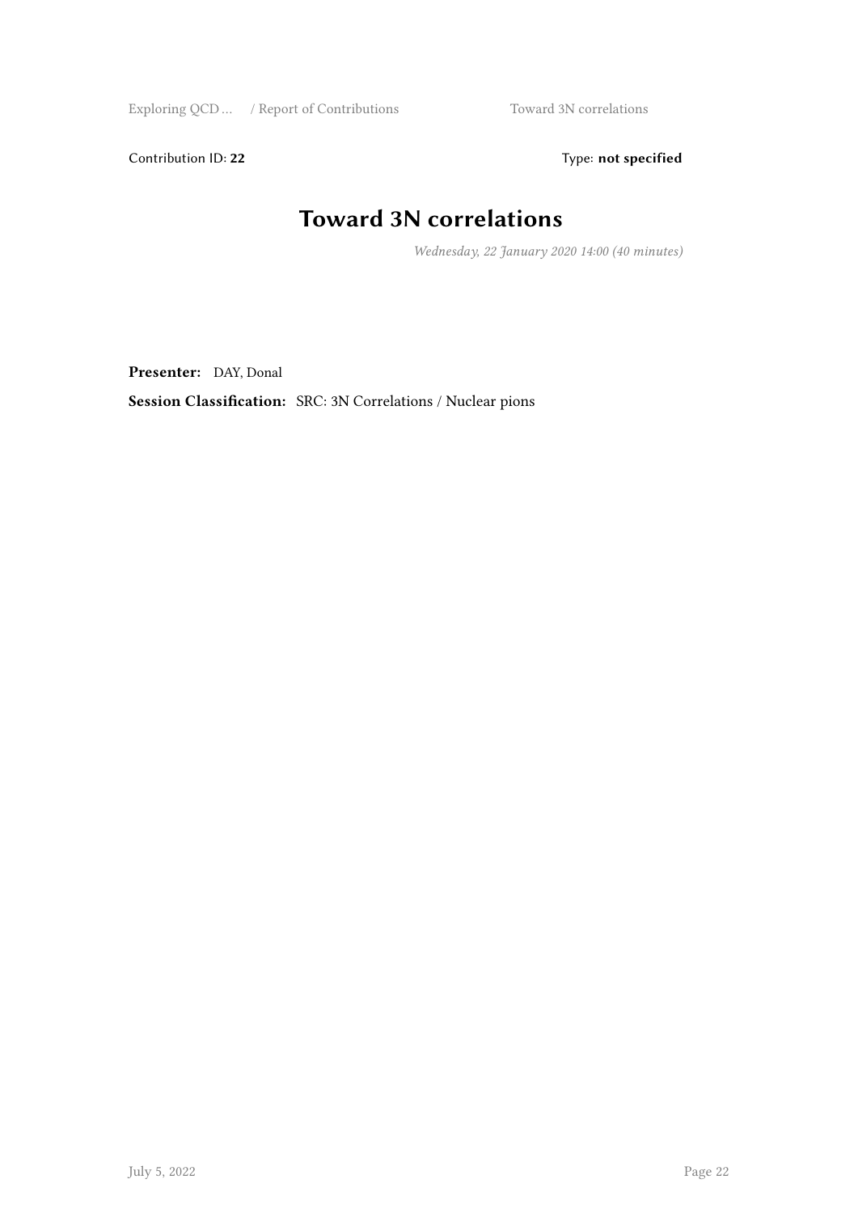Contribution ID: **22** Type: **not specified**

# Toward 3N correlations

*Wednesday, 22 January 2020 14:00 (40 minutes)*

**Presenter:** DAY, Donal

**Session Classification:** SRC: 3N Correlations / Nuclear pions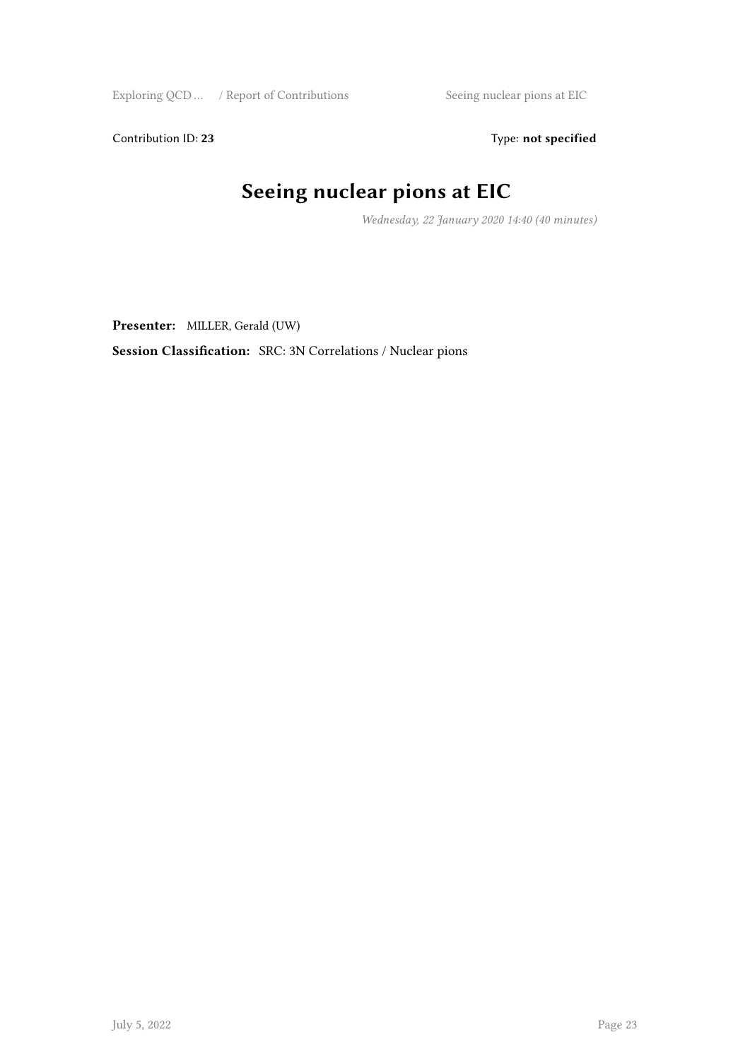Contribution ID: **23** Type: **not specified**

# Seeing nuclear pions at EIC

*Wednesday, 22 January 2020 14:40 (40 minutes)*

**Presenter:** MILLER, Gerald (UW)

**Session Classification:** SRC: 3N Correlations / Nuclear pions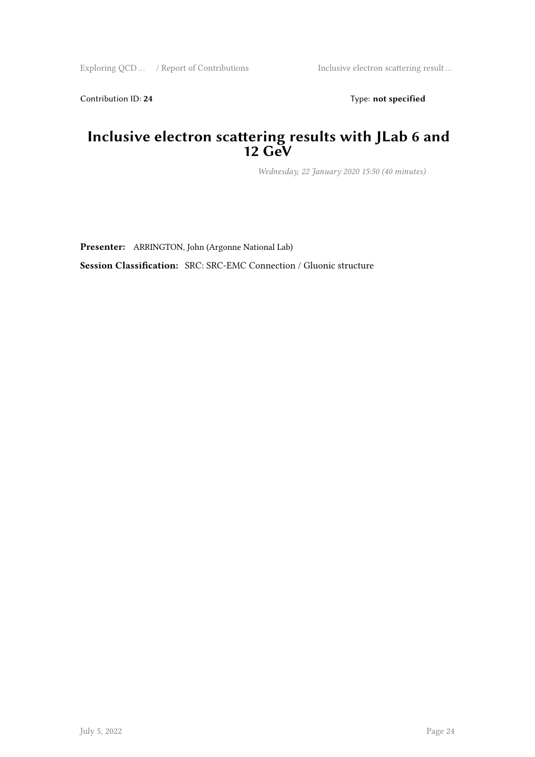Contribution ID: **24**

Type: **not specified**

# Inclusive electron scattering results with JLab 6 and 12 GeV

*Wednesday, 22 January 2020 15:50 (40 minutes)*

**Presenter:** ARRINGTON, John (Argonne National Lab)

**Session Classification:** SRC: SRC-EMC Connection / Gluonic structure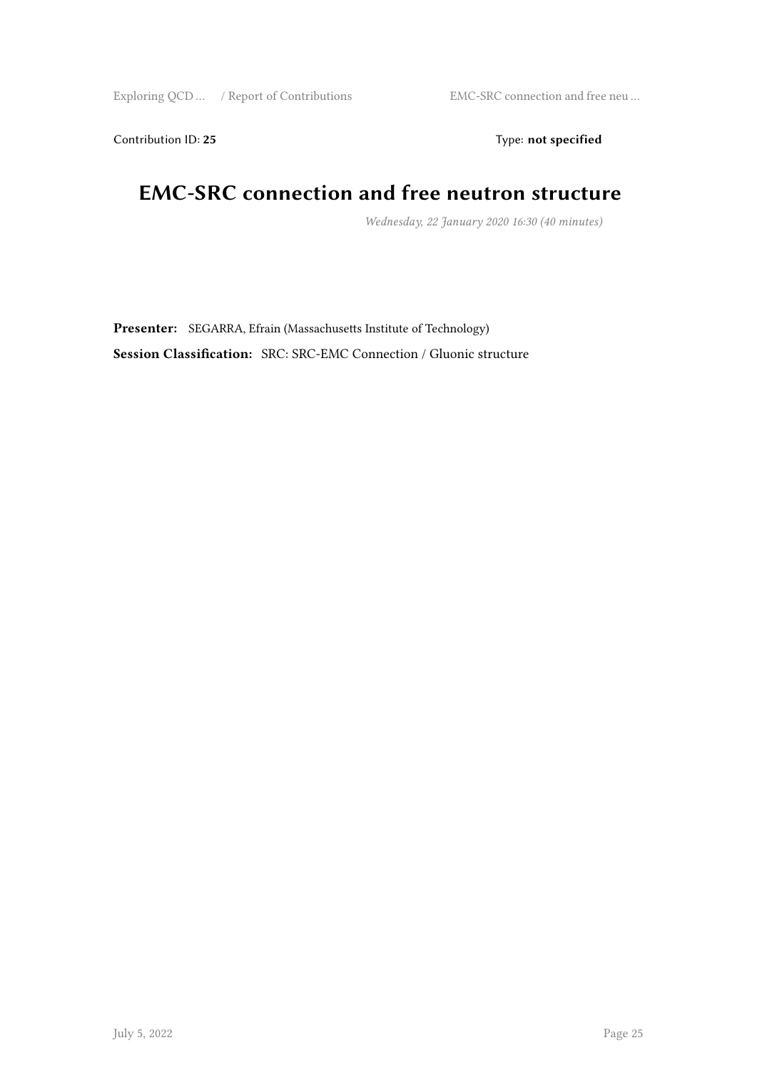Contribution ID: **25** Type: **not specified**

# EMC-SRC connection and free neutron structure

*Wednesday, 22 January 2020 16:30 (40 minutes)*

**Presenter:** SEGARRA, Efrain (Massachusetts Institute of Technology)

**Session Classification:** SRC: SRC-EMC Connection / Gluonic structure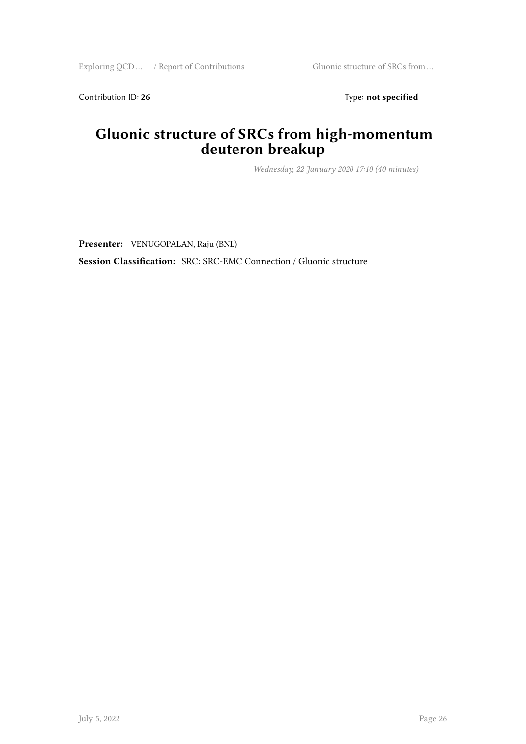Contribution ID: **26**

Type: **not specified**

# Gluonic structure of SRCs from high-momentum deuteron breakup

*Wednesday, 22 January 2020 17:10 (40 minutes)*

**Presenter:** VENUGOPALAN, Raju (BNL)

**Session Classification:** SRC: SRC-EMC Connection / Gluonic structure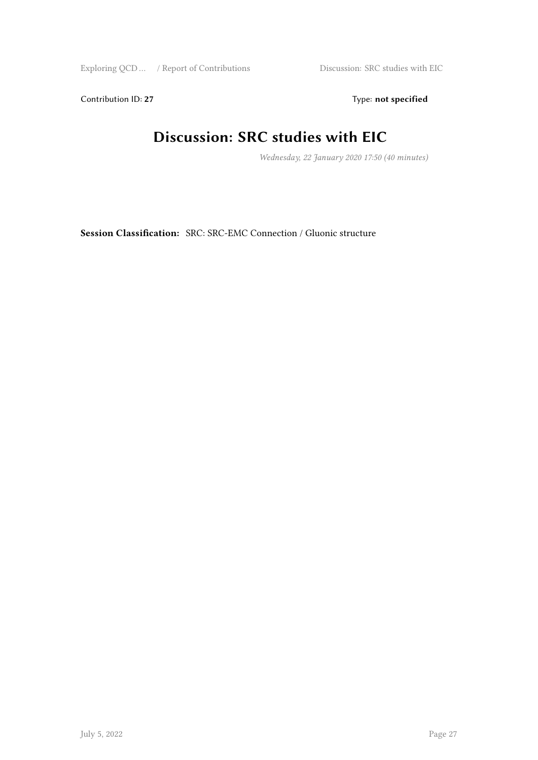Contribution ID: **27** Type: **not specified**

# Discussion: SRC studies with EIC

*Wednesday, 22 January 2020 17:50 (40 minutes)*

**Session Classification:** SRC: SRC-EMC Connection / Gluonic structure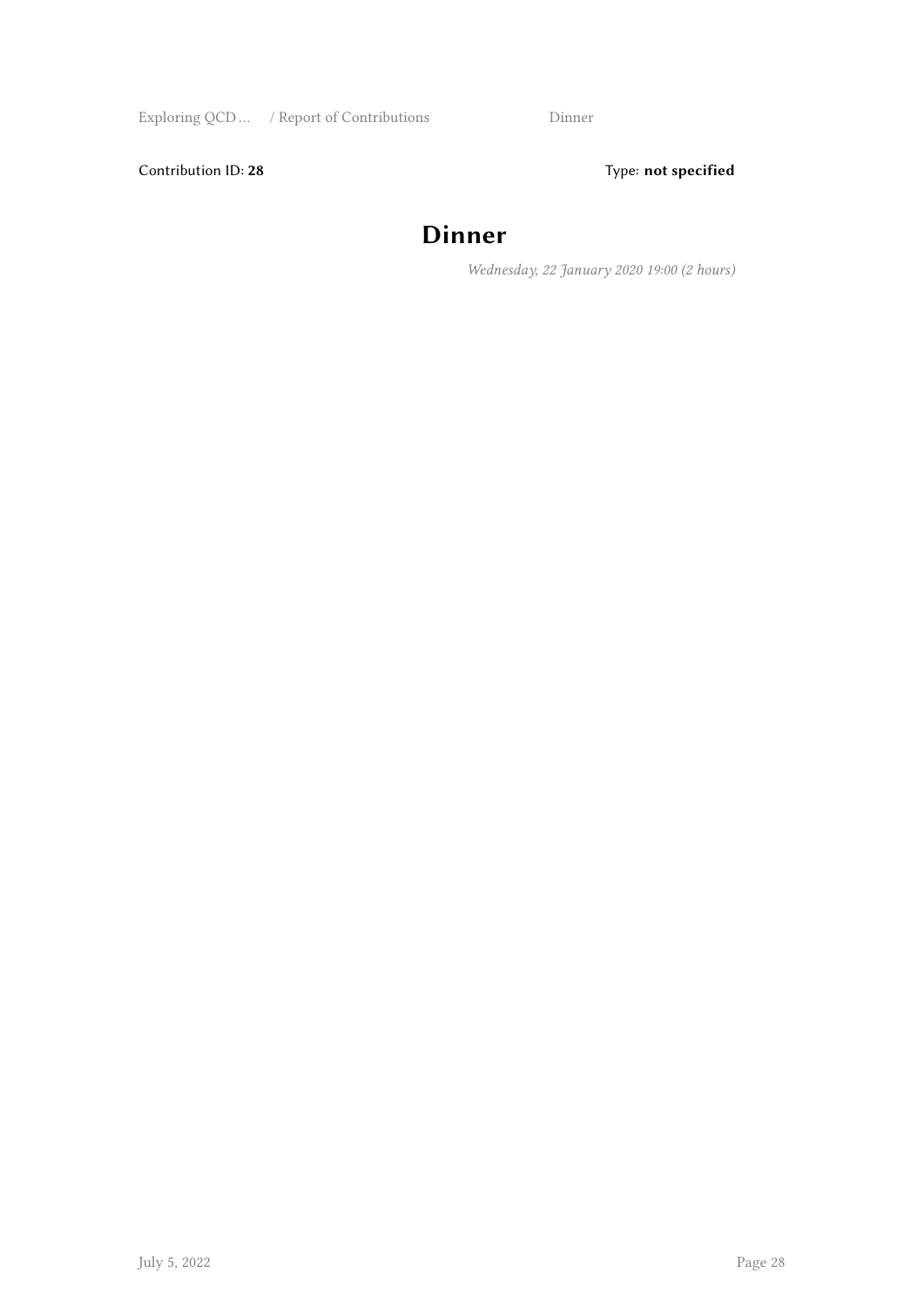Contribution ID: **28** Type: **not specified**

# Dinner

*Wednesday, 22 January 2020 19:00 (2 hours)*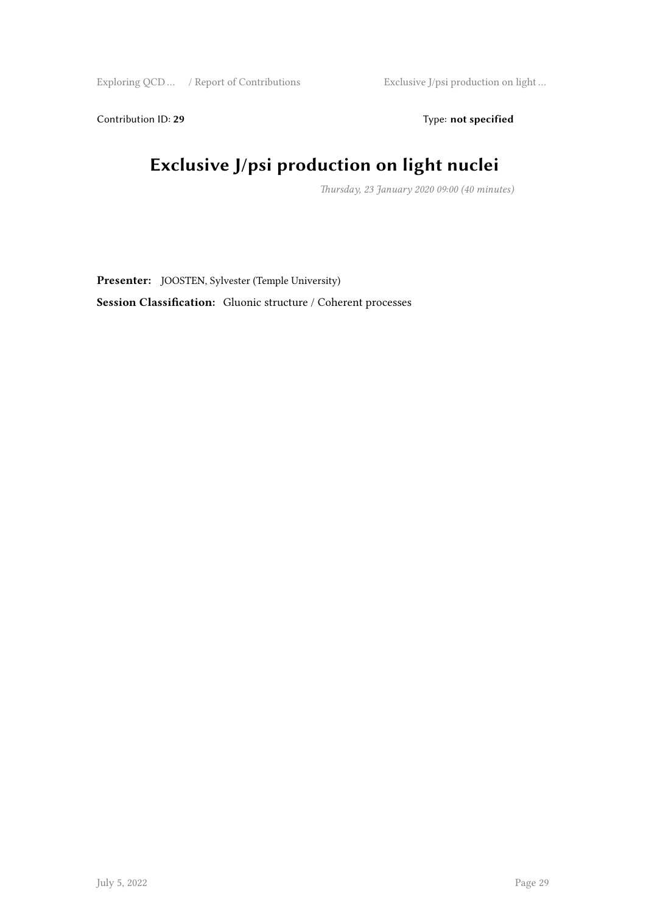Contribution ID: **29** Type: **not specified**

# Exclusive J/psi production on light nuclei

*Thursday, 23 January 2020 09:00 (40 minutes)*

**Presenter:** JOOSTEN, Sylvester (Temple University)

**Session Classification:** Gluonic structure / Coherent processes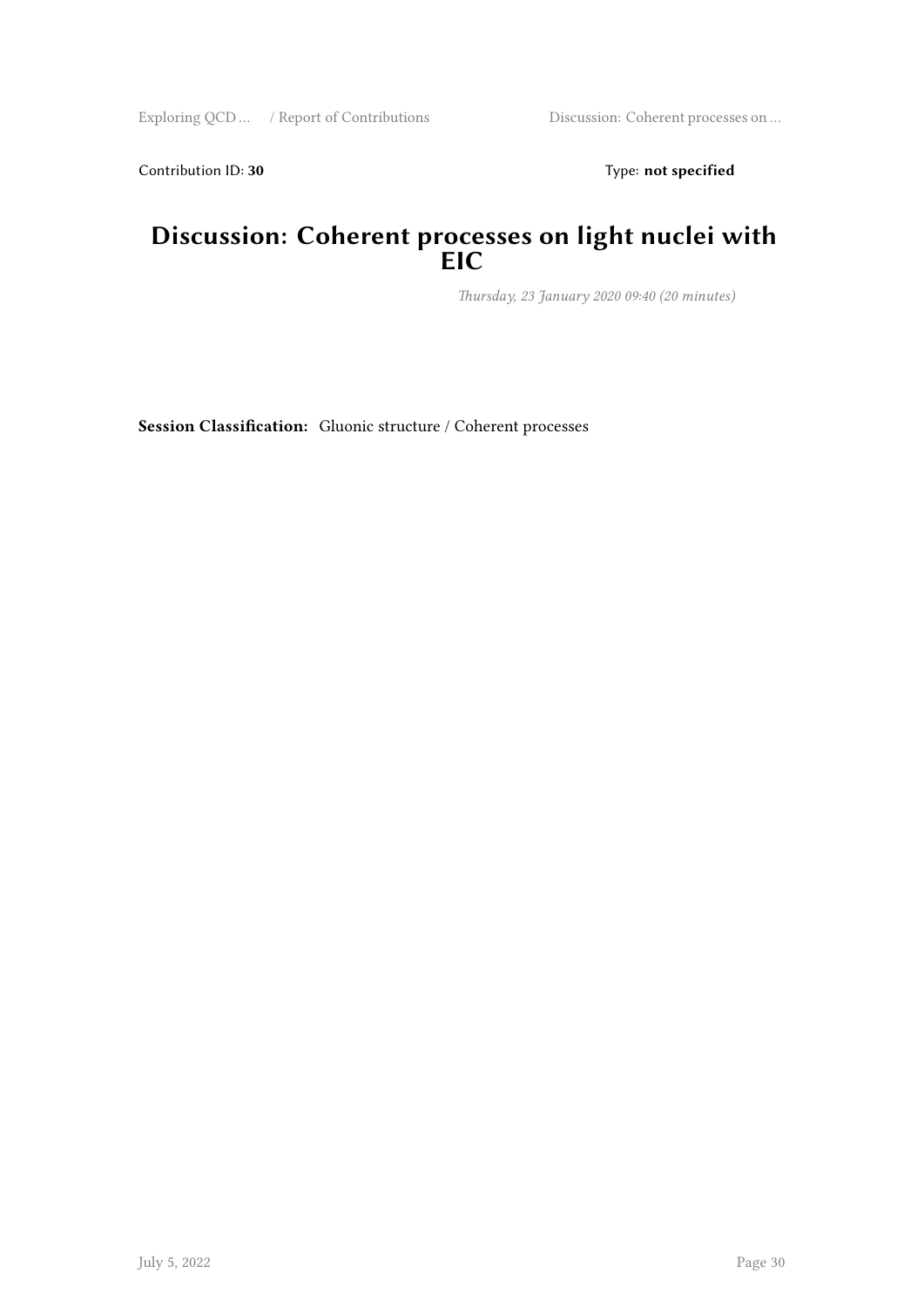Contribution ID: **30** Type: **not specified**

# Discussion: Coherent processes on light nuclei with EIC

*Thursday, 23 January 2020 09:40 (20 minutes)*

**Session Classification:** Gluonic structure / Coherent processes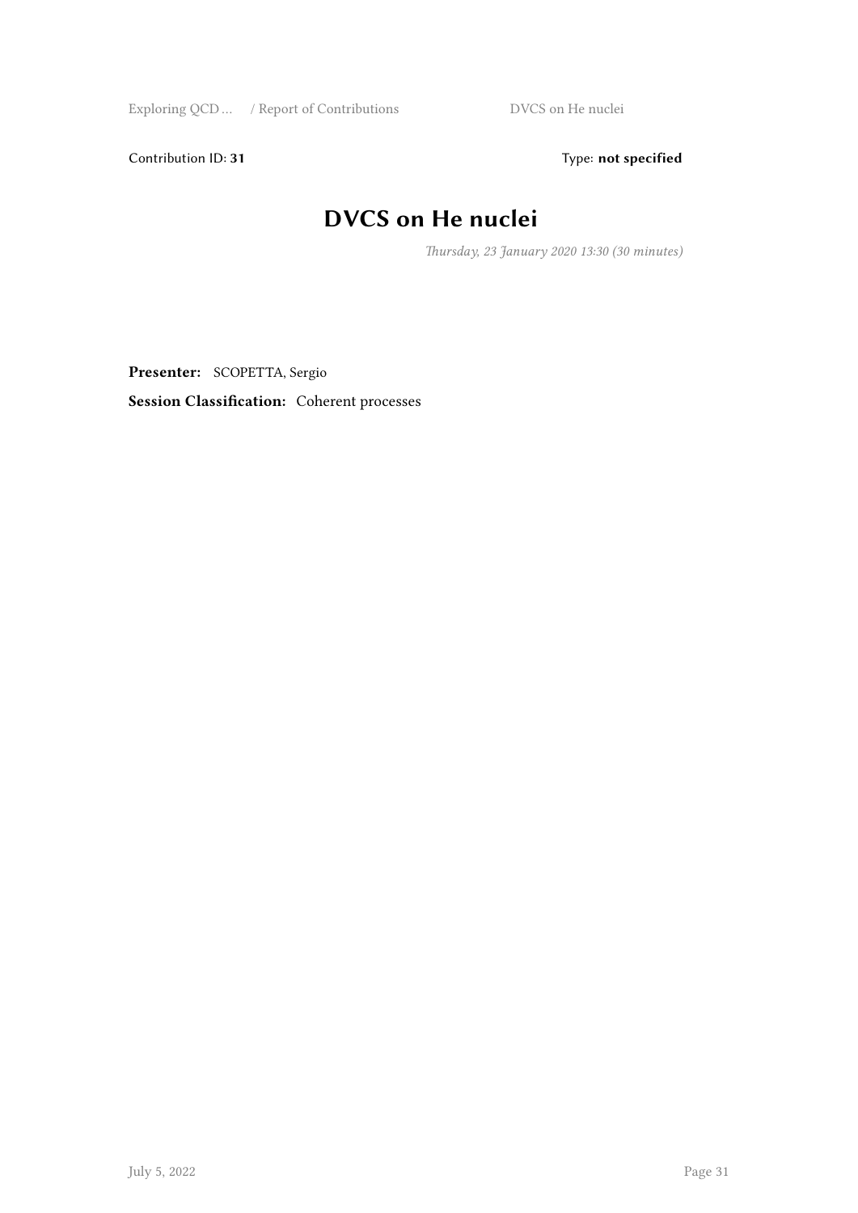Contribution ID: **31** Type: **not specified**

# DVCS on He nuclei

*Thursday, 23 January 2020 13:30 (30 minutes)*

**Presenter:** SCOPETTA, Sergio

**Session Classification:** Coherent processes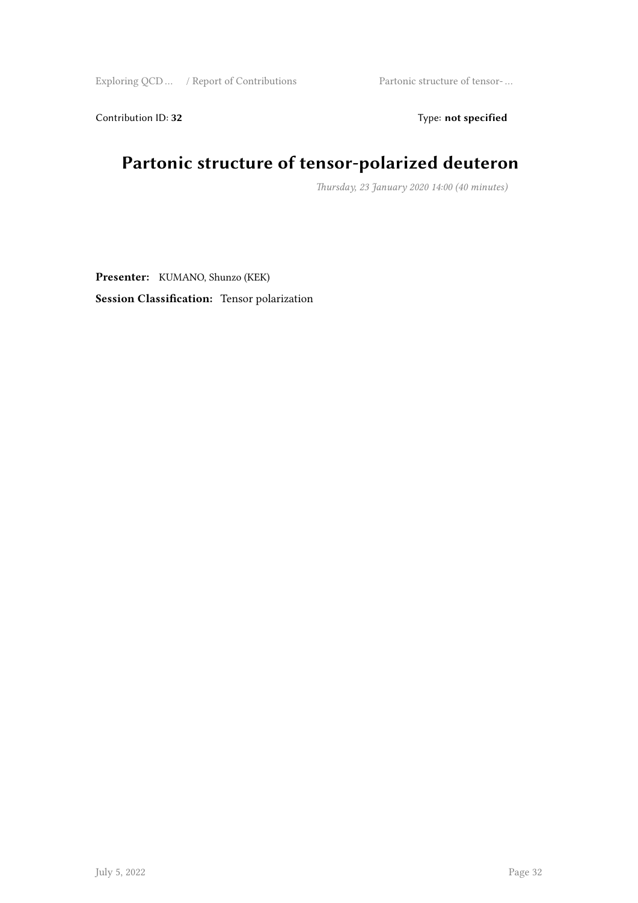Contribution ID: **32** Type: **not specified**

# Partonic structure of tensor-polarized deuteron

*Thursday, 23 January 2020 14:00 (40 minutes)*

**Presenter:** KUMANO, Shunzo (KEK)

**Session Classification:** Tensor polarization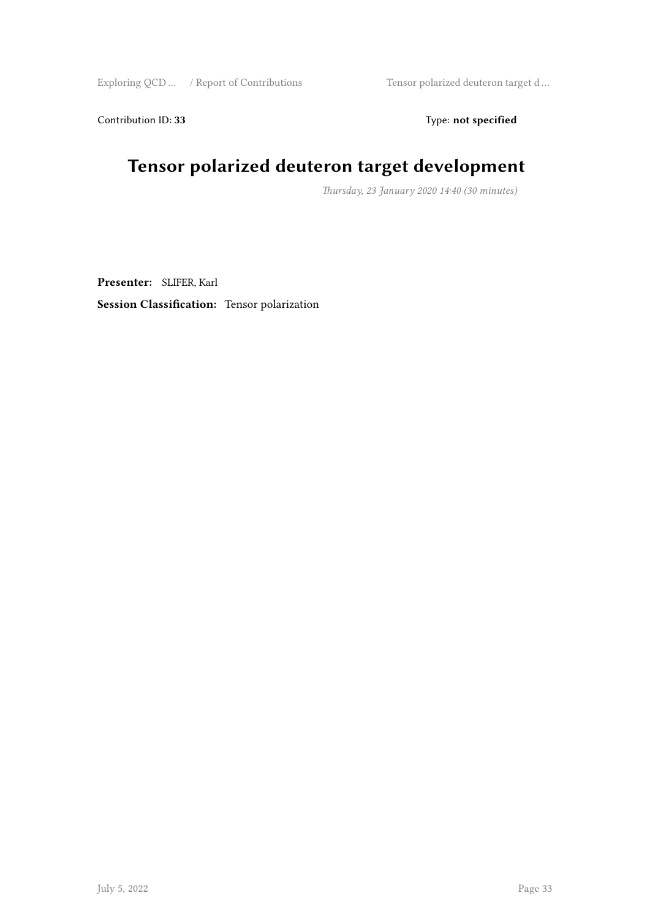Contribution ID: **33** Type: **not specified**

# Tensor polarized deuteron target development

*Thursday, 23 January 2020 14:40 (30 minutes)*

**Presenter:** SLIFER, Karl

**Session Classification:** Tensor polarization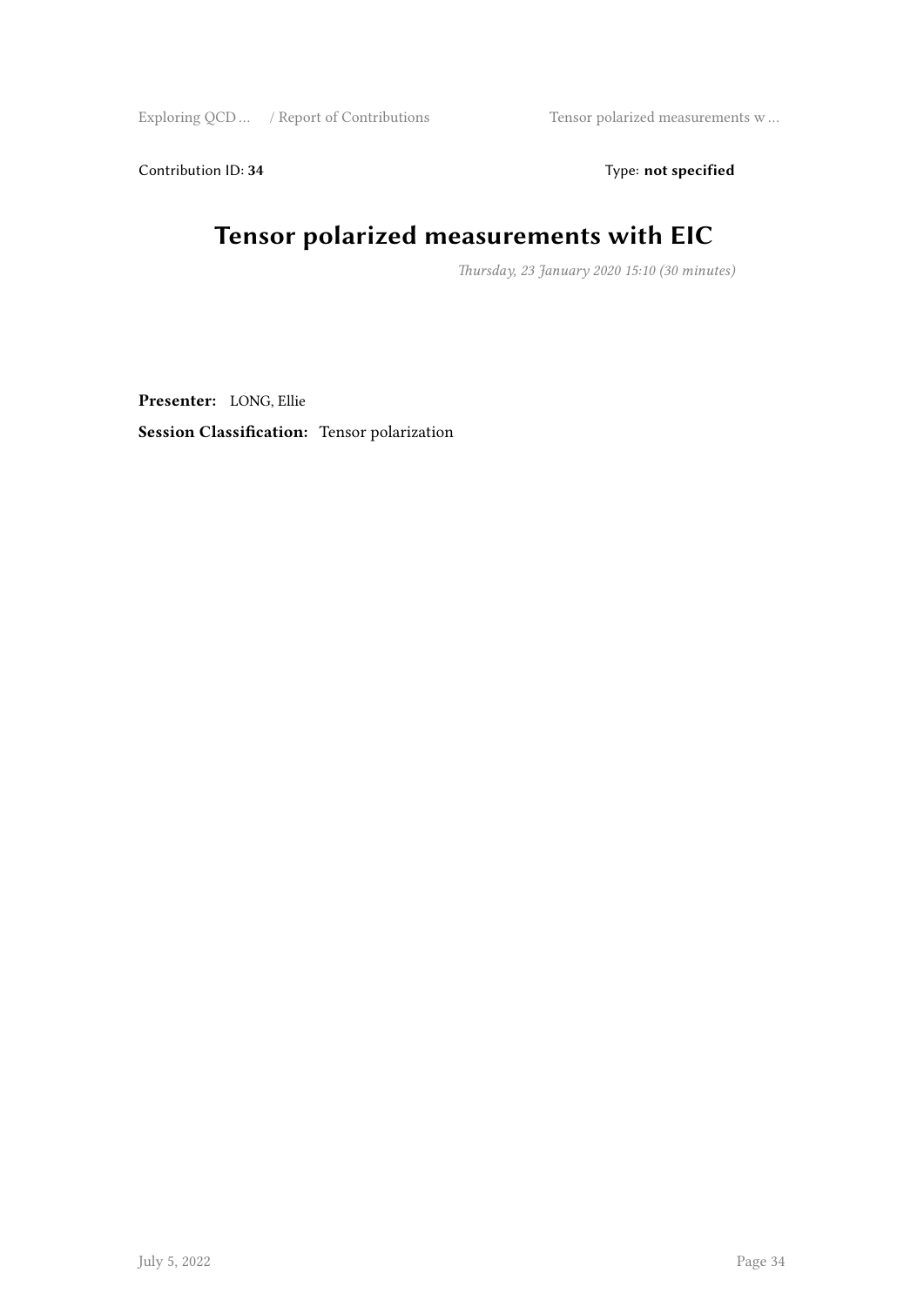Contribution ID: **34** Type: **not specified**

# Tensor polarized measurements with EIC

*Thursday, 23 January 2020 15:10 (30 minutes)*

**Presenter:** LONG, Ellie

**Session Classification:** Tensor polarization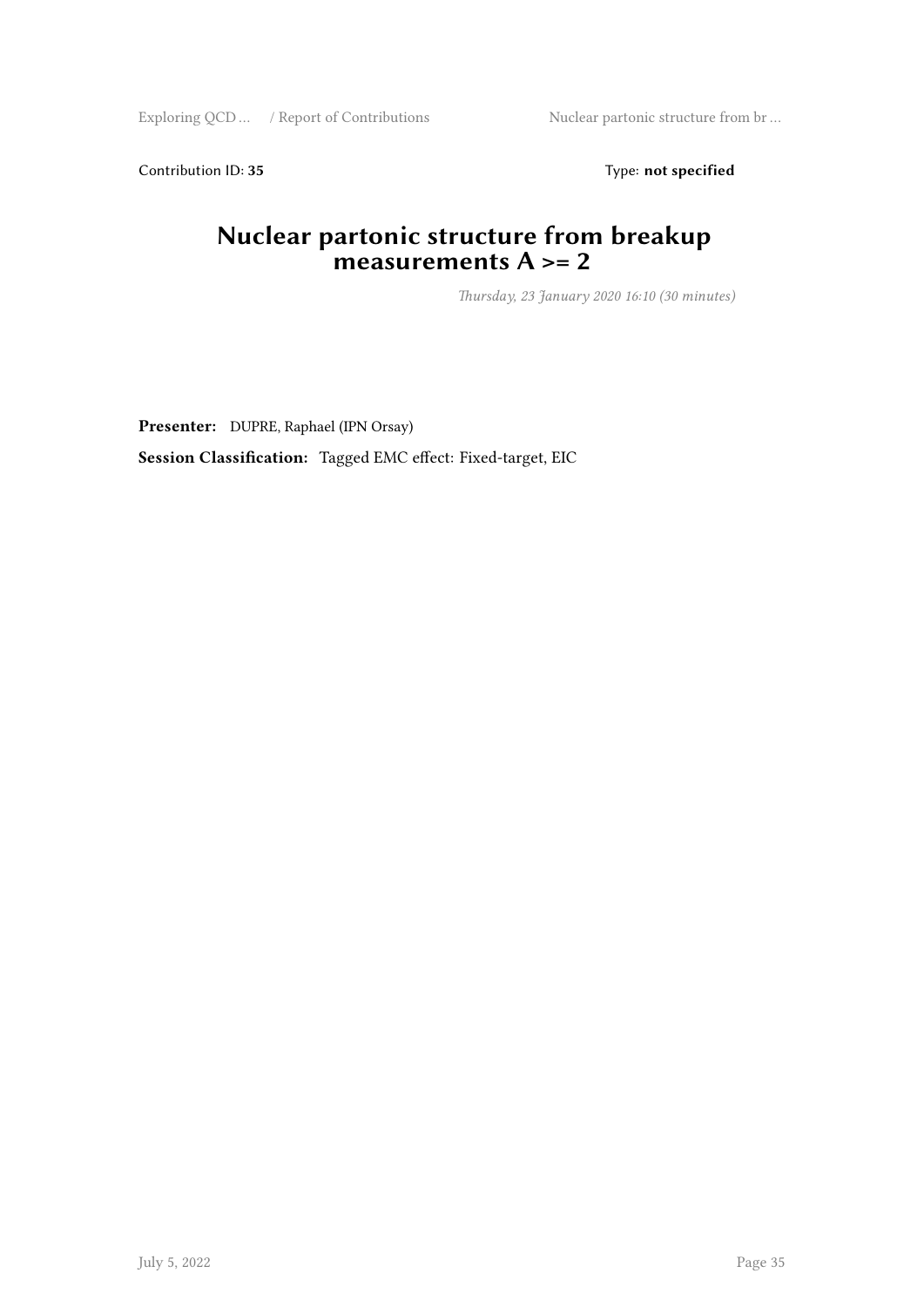Contribution ID: **35** Type: **not specified**

# Nuclear partonic structure from breakup measurements A >= 2

*Thursday, 23 January 2020 16:10 (30 minutes)*

**Presenter:** DUPRE, Raphael (IPN Orsay)

**Session Classification:** Tagged EMC effect: Fixed-target, EIC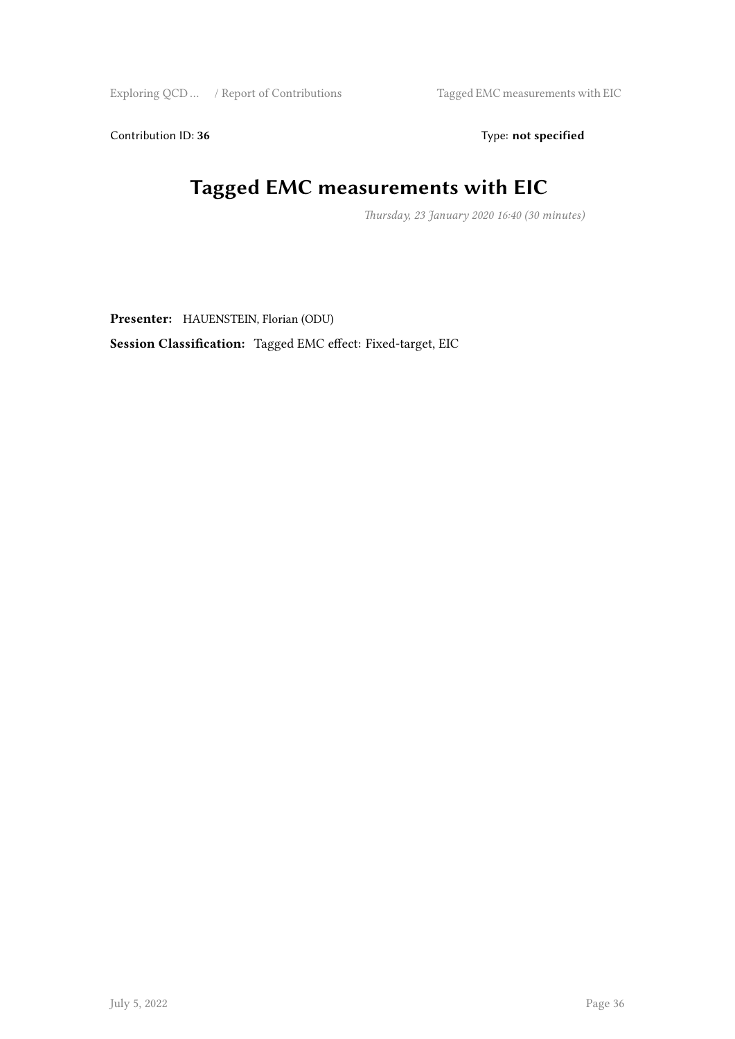Contribution ID: **36** Type: **not specified**

# Tagged EMC measurements with EIC

*Thursday, 23 January 2020 16:40 (30 minutes)*

**Presenter:** HAUENSTEIN, Florian (ODU)

**Session Classification:** Tagged EMC effect: Fixed-target, EIC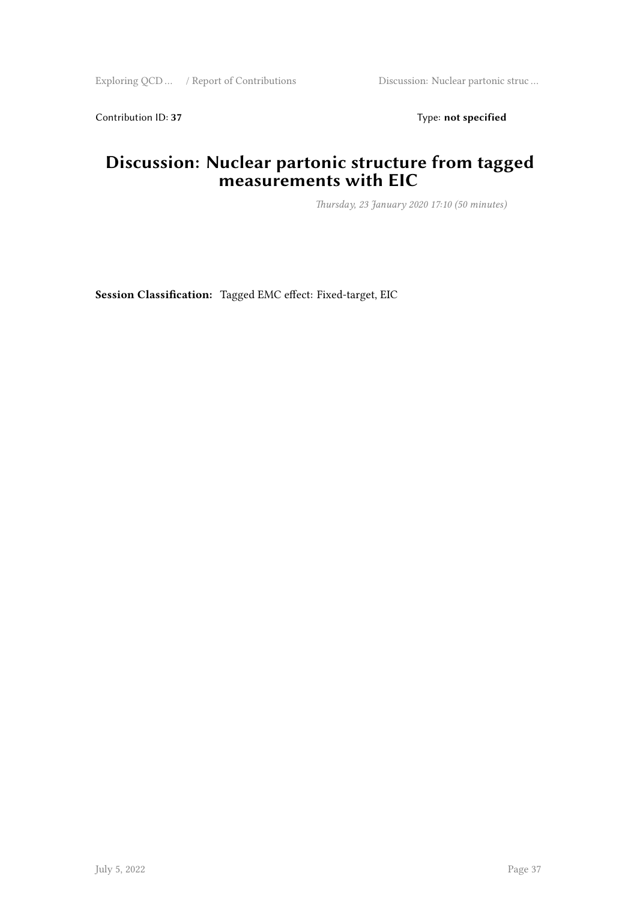Contribution ID: **37** Type: **not specified**

# Discussion: Nuclear partonic structure from tagged measurements with EIC

*Thursday, 23 January 2020 17:10 (50 minutes)*

**Session Classification:** Tagged EMC effect: Fixed-target, EIC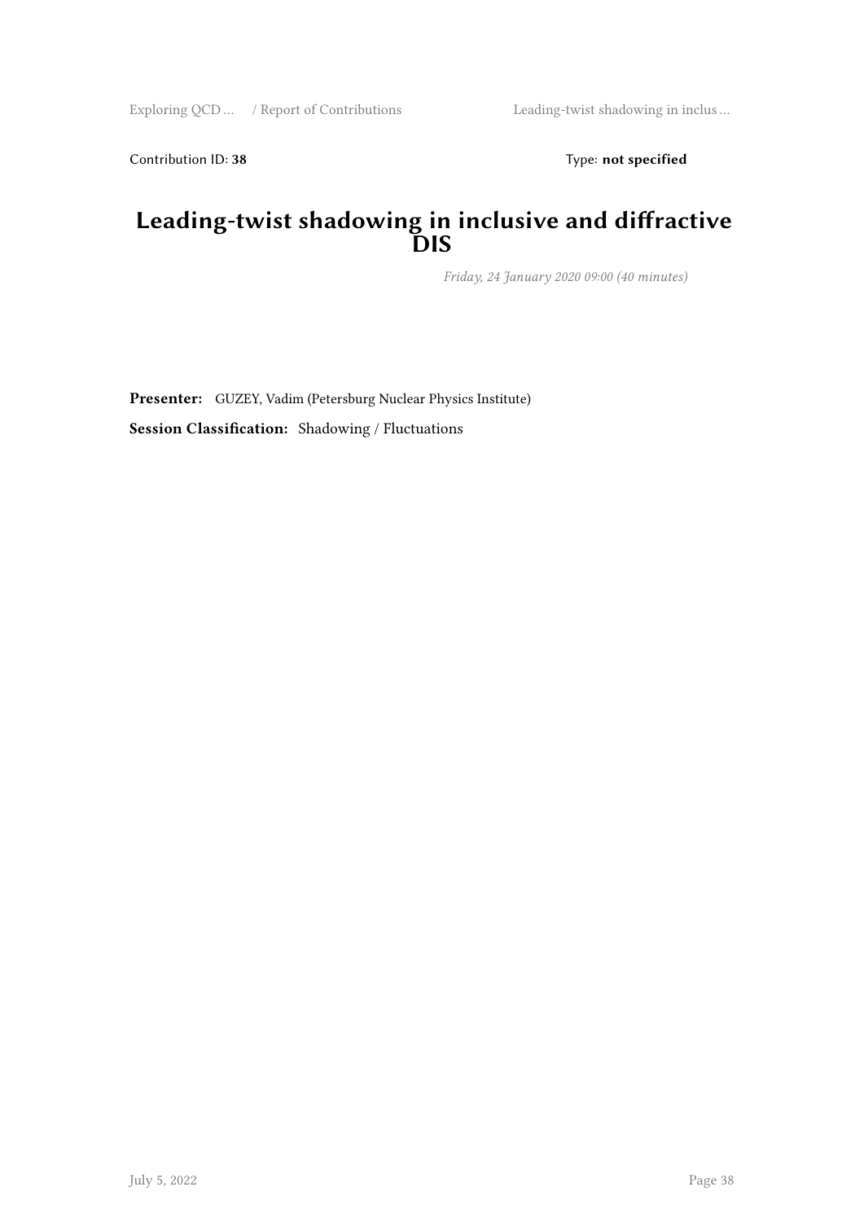Contribution ID: **38** Type: **not specified**

# Leading-twist shadowing in inclusive and diffractive DIS

*Friday, 24 January 2020 09:00 (40 minutes)*

**Presenter:** GUZEY, Vadim (Petersburg Nuclear Physics Institute)

**Session Classification:** Shadowing / Fluctuations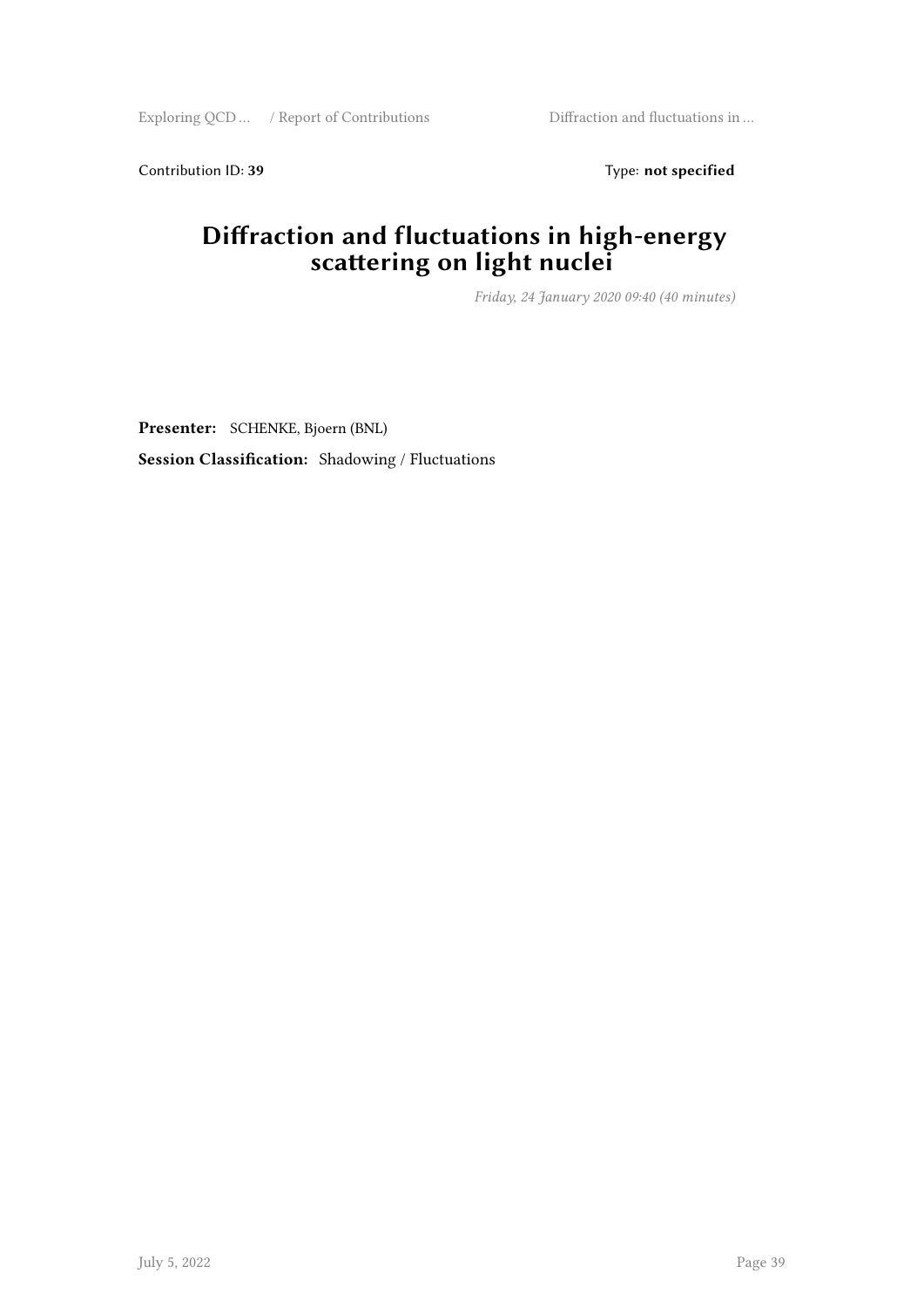Contribution ID: **39** Type: **not specified**

# Diffraction and fluctuations in high-energy scattering on light nuclei

*Friday, 24 January 2020 09:40 (40 minutes)*

**Presenter:** SCHENKE, Bjoern (BNL)

**Session Classification:** Shadowing / Fluctuations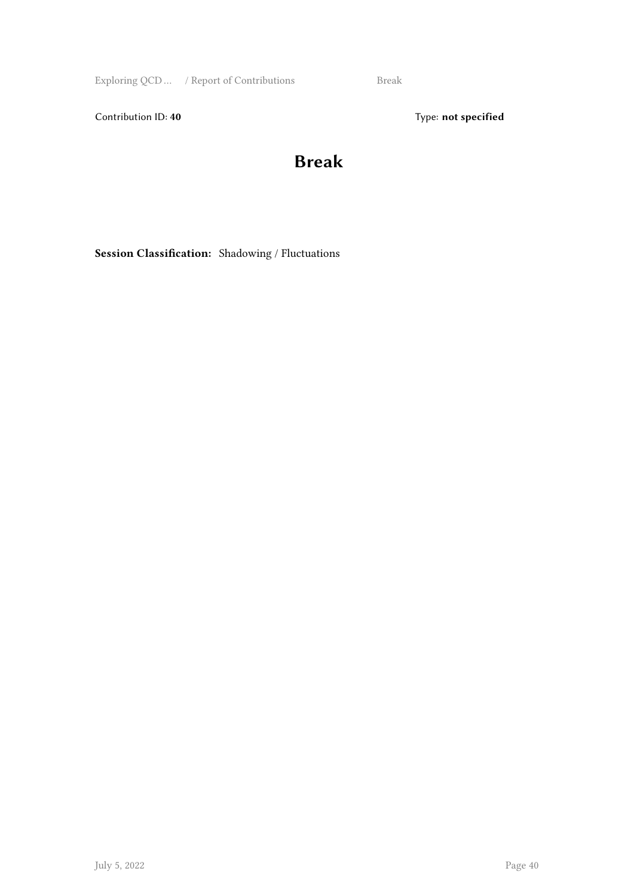Contribution ID: **40**

Type: **not specified**

# Break

**Session Classification:** Shadowing / Fluctuations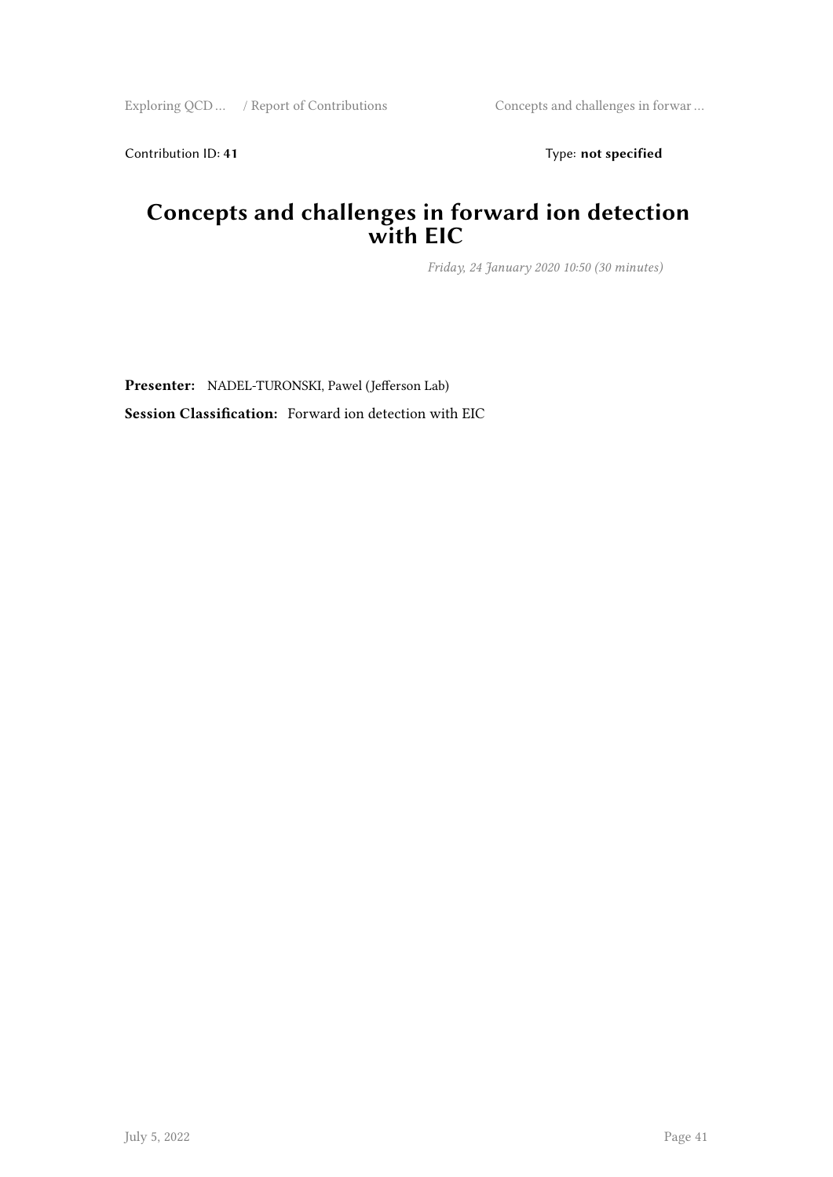Contribution ID: **41** Type: **not specified**

# Concepts and challenges in forward ion detection with EIC

*Friday, 24 January 2020 10:50 (30 minutes)*

**Presenter:** NADEL-TURONSKI, Pawel (Jefferson Lab)

**Session Classification:** Forward ion detection with EIC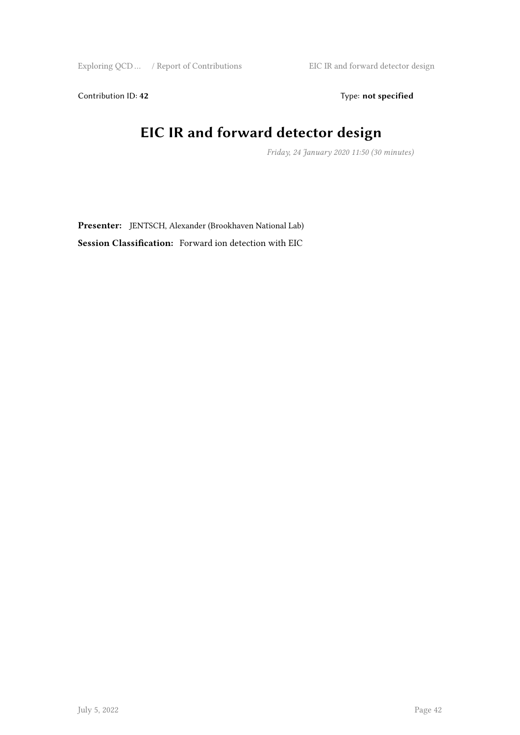Contribution ID: **42** Type: **not specified**

# EIC IR and forward detector design

*Friday, 24 January 2020 11:50 (30 minutes)*

**Presenter:** JENTSCH, Alexander (Brookhaven National Lab)

**Session Classification:** Forward ion detection with EIC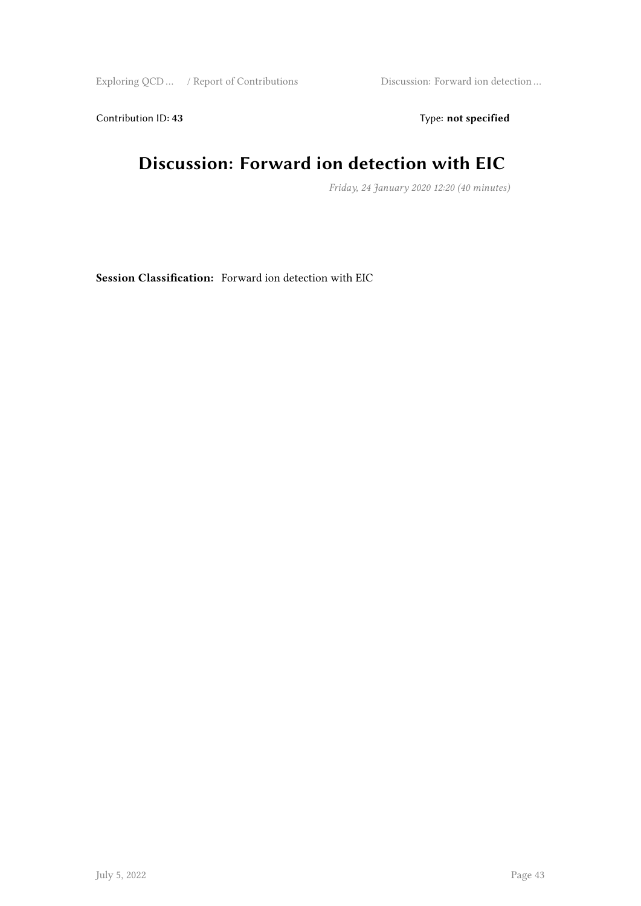Contribution ID: **43** Type: **not specified**

# Discussion: Forward ion detection with EIC

*Friday, 24 January 2020 12:20 (40 minutes)*

**Session Classification:** Forward ion detection with EIC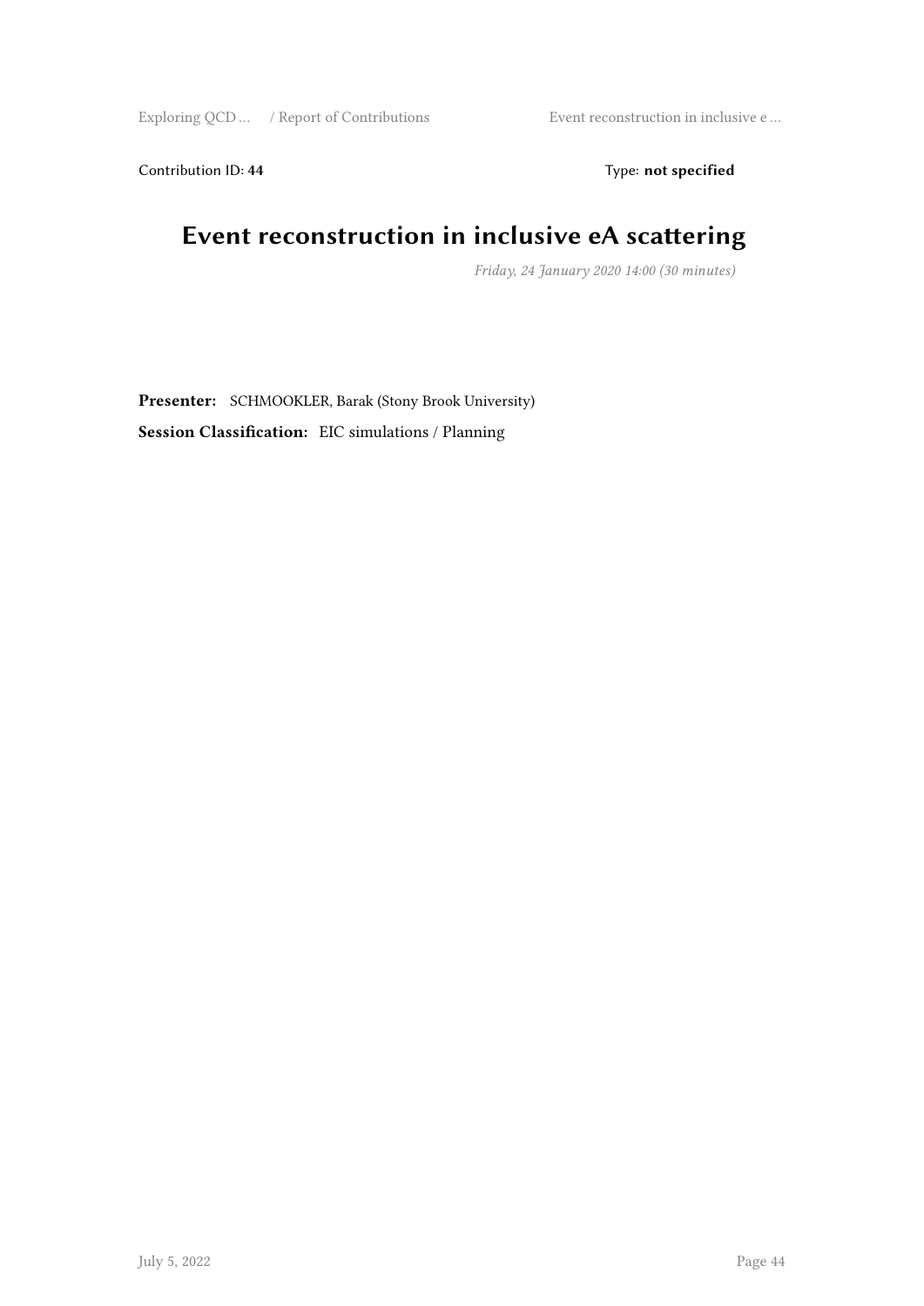Contribution ID: **44**    Type: **not specified**

# Event reconstruction in inclusive eA scattering

*Friday, 24 January 2020 14:00 (30 minutes)*

**Presenter:** SCHMOOKLER, Barak (Stony Brook University)

**Session Classification:** EIC simulations / Planning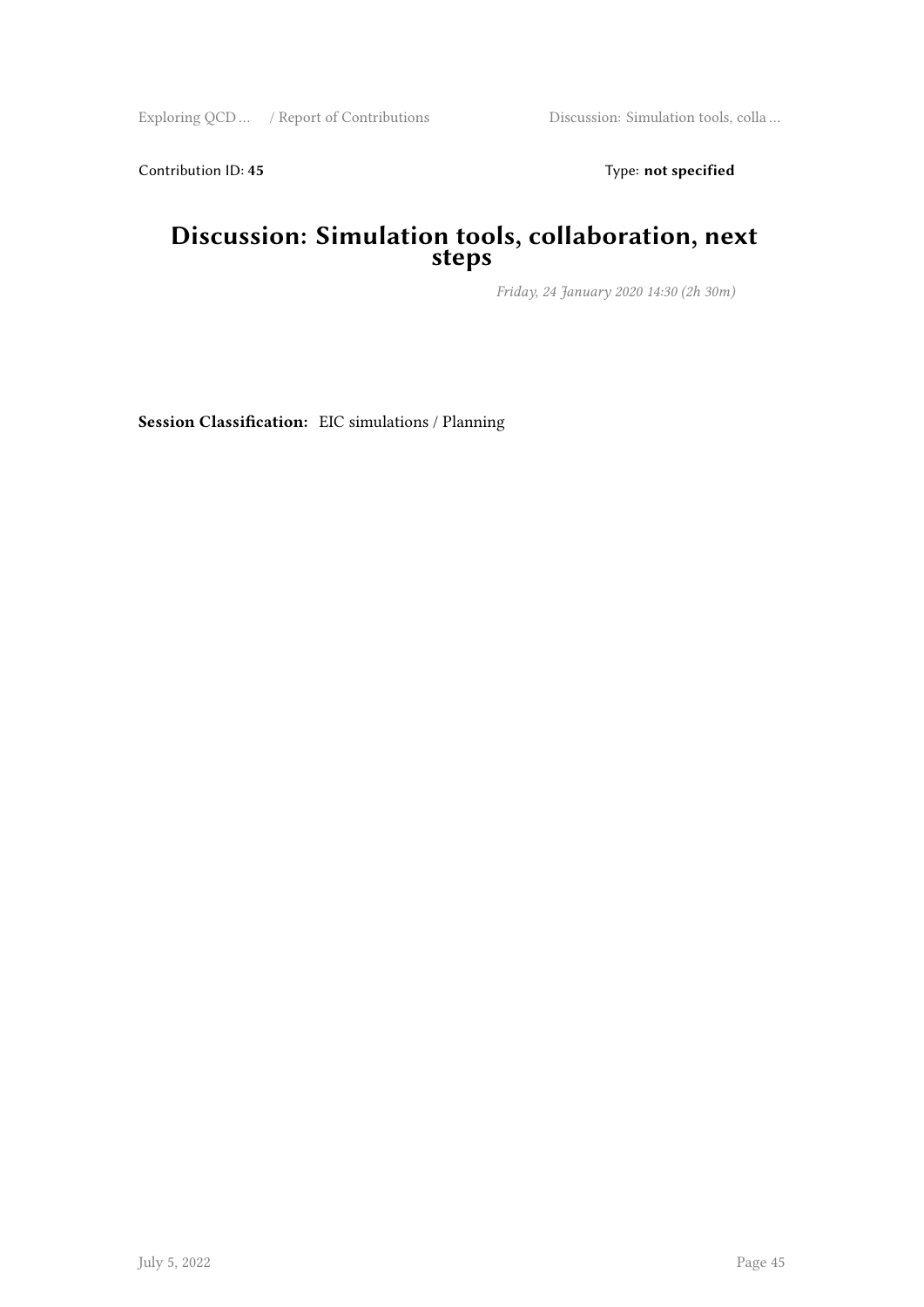Contribution ID: **45** Type: **not specified**

# Discussion: Simulation tools, collaboration, next steps

*Friday, 24 January 2020 14:30 (2h 30m)*

**Session Classification:** EIC simulations / Planning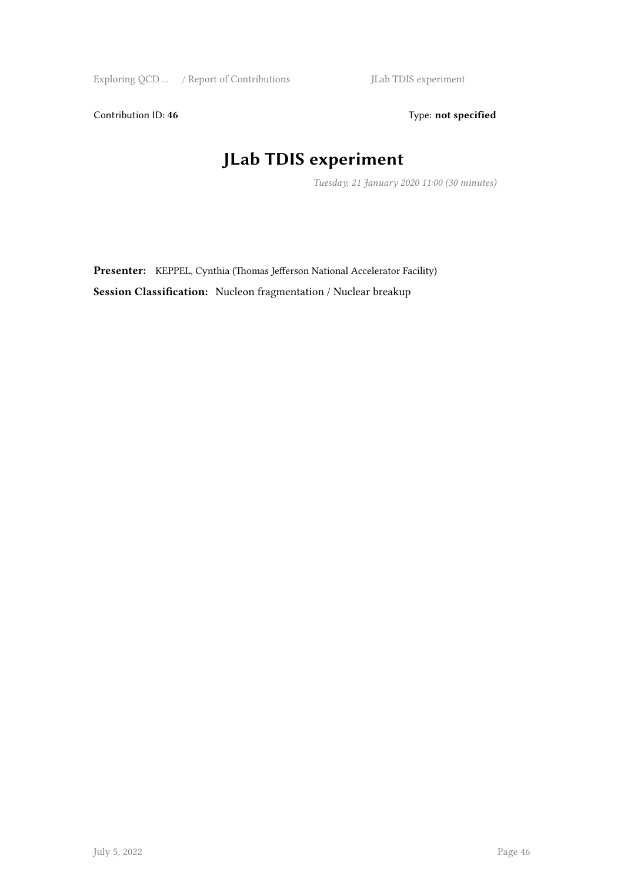Contribution ID: **46** Type: **not specified**

# JLab TDIS experiment

*Tuesday, 21 January 2020 11:00 (30 minutes)*

**Presenter:** KEPPEL, Cynthia (Thomas Jefferson National Accelerator Facility)

**Session Classification:** Nucleon fragmentation / Nuclear breakup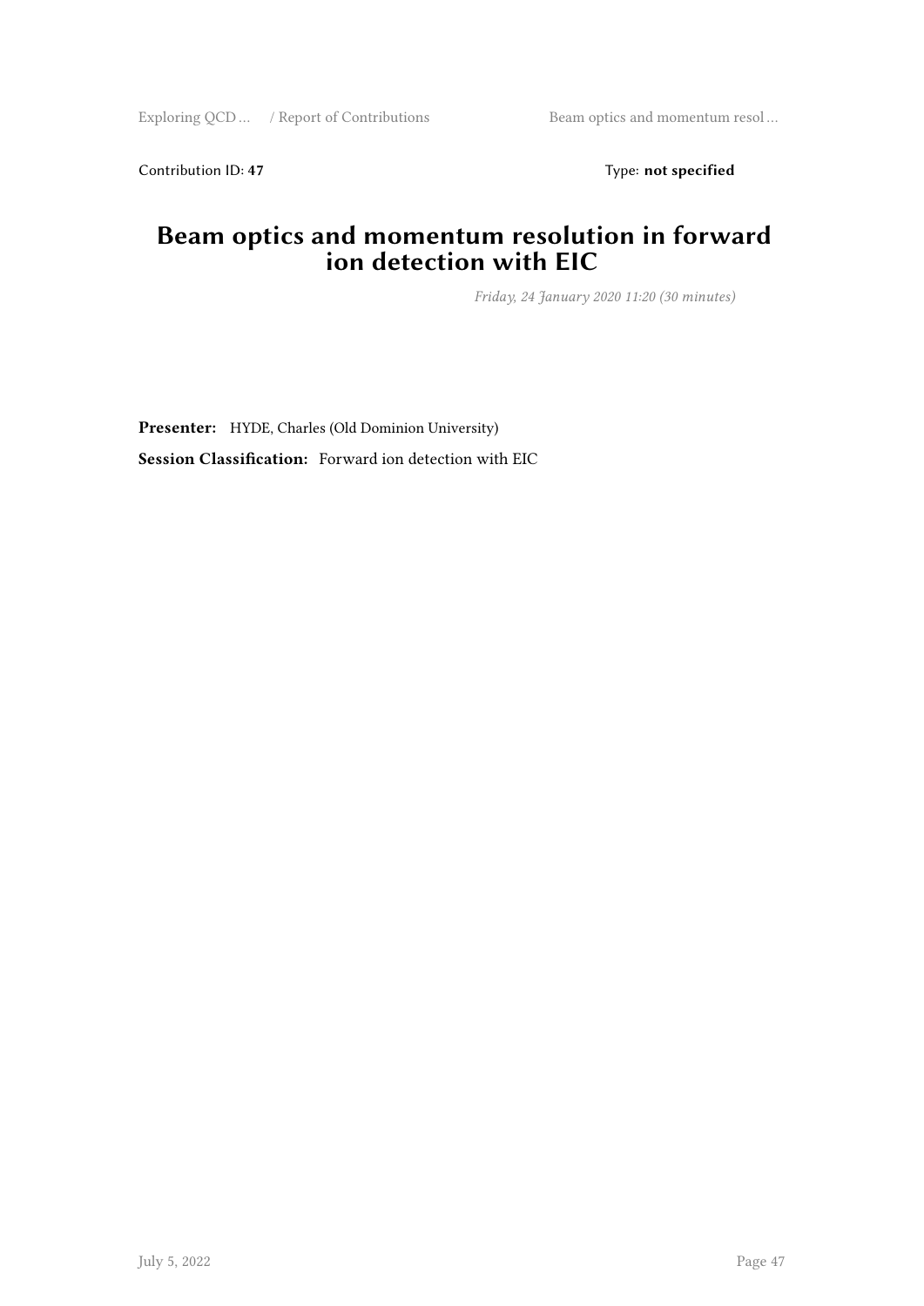Contribution ID: **47** Type: **not specified**

# Beam optics and momentum resolution in forward ion detection with EIC

*Friday, 24 January 2020 11:20 (30 minutes)*

**Presenter:** HYDE, Charles (Old Dominion University)

**Session Classification:** Forward ion detection with EIC